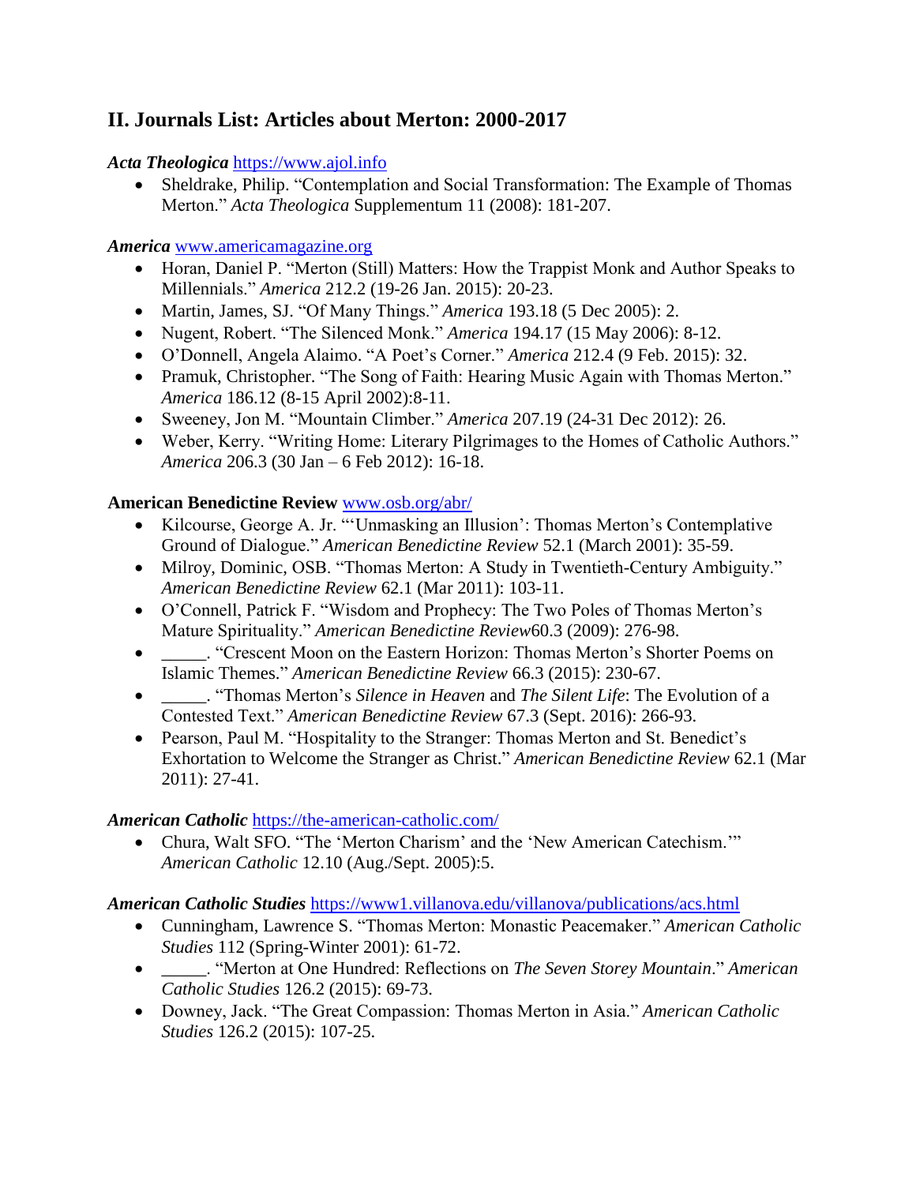## II. Journals List: Articles about Merton: 2000-2017

***Acta Theologica*** https://www.ajol.info

- Sheldrake, Philip. "Contemplation and Social Transformation: The Example of Thomas Merton." *Acta Theologica* Supplementum 11 (2008): 181-207.

***America*** www.americamagazine.org

- Horan, Daniel P. "Merton (Still) Matters: How the Trappist Monk and Author Speaks to Millennials." *America* 212.2 (19-26 Jan. 2015): 20-23.
- Martin, James, SJ. "Of Many Things." *America* 193.18 (5 Dec 2005): 2.
- Nugent, Robert. "The Silenced Monk." *America* 194.17 (15 May 2006): 8-12.
- O'Donnell, Angela Alaimo. "A Poet's Corner." *America* 212.4 (9 Feb. 2015): 32.
- Pramuk, Christopher. "The Song of Faith: Hearing Music Again with Thomas Merton." *America* 186.12 (8-15 April 2002):8-11.
- Sweeney, Jon M. "Mountain Climber." *America* 207.19 (24-31 Dec 2012): 26.
- Weber, Kerry. "Writing Home: Literary Pilgrimages to the Homes of Catholic Authors." *America* 206.3 (30 Jan – 6 Feb 2012): 16-18.

**American Benedictine Review** www.osb.org/abr/

- Kilcourse, George A. Jr. "'Unmasking an Illusion': Thomas Merton's Contemplative Ground of Dialogue." *American Benedictine Review* 52.1 (March 2001): 35-59.
- Milroy, Dominic, OSB. "Thomas Merton: A Study in Twentieth-Century Ambiguity." *American Benedictine Review* 62.1 (Mar 2011): 103-11.
- O'Connell, Patrick F. "Wisdom and Prophecy: The Two Poles of Thomas Merton's Mature Spirituality." *American Benedictine Review*60.3 (2009): 276-98.
- _____. "Crescent Moon on the Eastern Horizon: Thomas Merton's Shorter Poems on Islamic Themes." *American Benedictine Review* 66.3 (2015): 230-67.
- _____. "Thomas Merton's *Silence in Heaven* and *The Silent Life*: The Evolution of a Contested Text." *American Benedictine Review* 67.3 (Sept. 2016): 266-93.
- Pearson, Paul M. "Hospitality to the Stranger: Thomas Merton and St. Benedict's Exhortation to Welcome the Stranger as Christ." *American Benedictine Review* 62.1 (Mar 2011): 27-41.

***American Catholic*** https://the-american-catholic.com/

- Chura, Walt SFO. "The 'Merton Charism' and the 'New American Catechism.'" *American Catholic* 12.10 (Aug./Sept. 2005):5.

***American Catholic Studies*** https://www1.villanova.edu/villanova/publications/acs.html

- Cunningham, Lawrence S. "Thomas Merton: Monastic Peacemaker." *American Catholic Studies* 112 (Spring-Winter 2001): 61-72.
- _____. "Merton at One Hundred: Reflections on *The Seven Storey Mountain*." *American Catholic Studies* 126.2 (2015): 69-73.
- Downey, Jack. "The Great Compassion: Thomas Merton in Asia." *American Catholic Studies* 126.2 (2015): 107-25.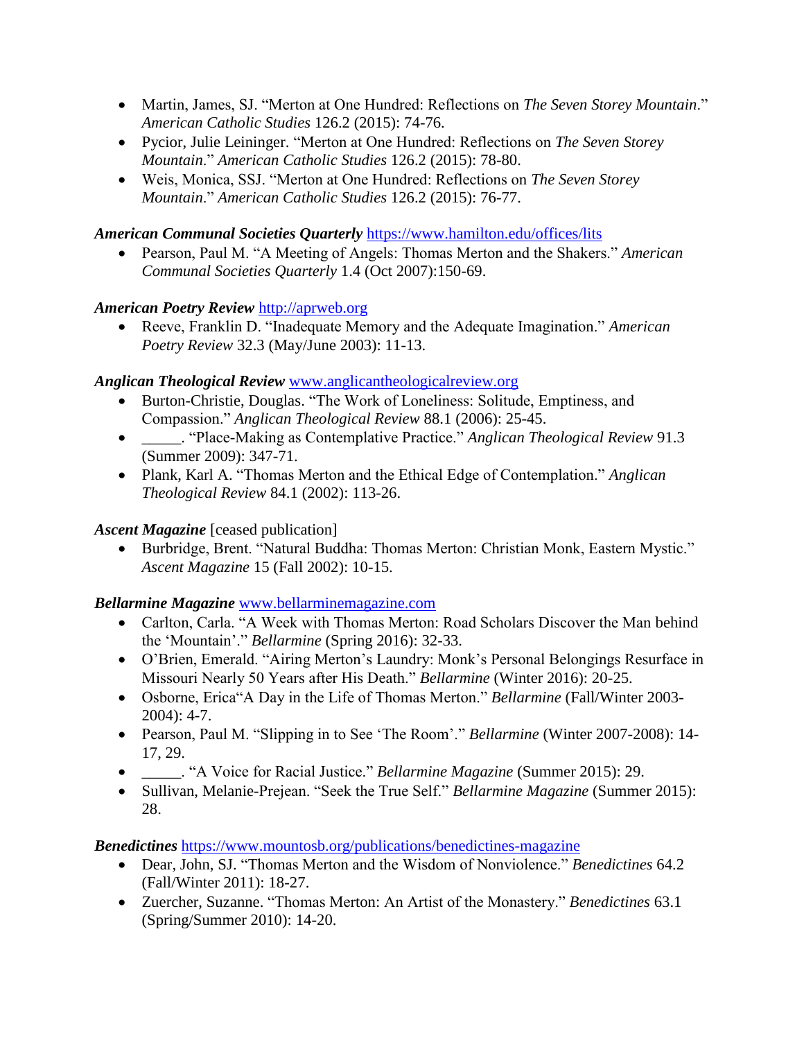- Martin, James, SJ. "Merton at One Hundred: Reflections on *The Seven Storey Mountain*." *American Catholic Studies* 126.2 (2015): 74-76.
- Pycior, Julie Leininger. "Merton at One Hundred: Reflections on *The Seven Storey Mountain*." *American Catholic Studies* 126.2 (2015): 78-80.
- Weis, Monica, SSJ. "Merton at One Hundred: Reflections on *The Seven Storey Mountain*." *American Catholic Studies* 126.2 (2015): 76-77.

***American Communal Societies Quarterly*** [https://www.hamilton.edu/offices/lits](https://www.hamilton.edu/offices/lits)

- Pearson, Paul M. "A Meeting of Angels: Thomas Merton and the Shakers." *American Communal Societies Quarterly* 1.4 (Oct 2007):150-69.

***American Poetry Review*** [http://aprweb.org](http://aprweb.org)

- Reeve, Franklin D. "Inadequate Memory and the Adequate Imagination." *American Poetry Review* 32.3 (May/June 2003): 11-13.

***Anglican Theological Review*** [www.anglicantheologicalreview.org](www.anglicantheologicalreview.org)

- Burton-Christie, Douglas. "The Work of Loneliness: Solitude, Emptiness, and Compassion." *Anglican Theological Review* 88.1 (2006): 25-45.
- _____. "Place-Making as Contemplative Practice." *Anglican Theological Review* 91.3 (Summer 2009): 347-71.
- Plank, Karl A. "Thomas Merton and the Ethical Edge of Contemplation." *Anglican Theological Review* 84.1 (2002): 113-26.

***Ascent Magazine*** [ceased publication]

- Burbridge, Brent. "Natural Buddha: Thomas Merton: Christian Monk, Eastern Mystic." *Ascent Magazine* 15 (Fall 2002): 10-15.

***Bellarmine Magazine*** [www.bellarminemagazine.com](www.bellarminemagazine.com)

- Carlton, Carla. "A Week with Thomas Merton: Road Scholars Discover the Man behind the 'Mountain'." *Bellarmine* (Spring 2016): 32-33.
- O'Brien, Emerald. "Airing Merton's Laundry: Monk's Personal Belongings Resurface in Missouri Nearly 50 Years after His Death." *Bellarmine* (Winter 2016): 20-25.
- Osborne, Erica"A Day in the Life of Thomas Merton." *Bellarmine* (Fall/Winter 2003-2004): 4-7.
- Pearson, Paul M. "Slipping in to See 'The Room'." *Bellarmine* (Winter 2007-2008): 14-17, 29.
- _____. "A Voice for Racial Justice." *Bellarmine Magazine* (Summer 2015): 29.
- Sullivan, Melanie-Prejean. "Seek the True Self." *Bellarmine Magazine* (Summer 2015): 28.

***Benedictines*** [https://www.mountosb.org/publications/benedictines-magazine](https://www.mountosb.org/publications/benedictines-magazine)

- Dear, John, SJ. "Thomas Merton and the Wisdom of Nonviolence." *Benedictines* 64.2 (Fall/Winter 2011): 18-27.
- Zuercher, Suzanne. "Thomas Merton: An Artist of the Monastery." *Benedictines* 63.1 (Spring/Summer 2010): 14-20.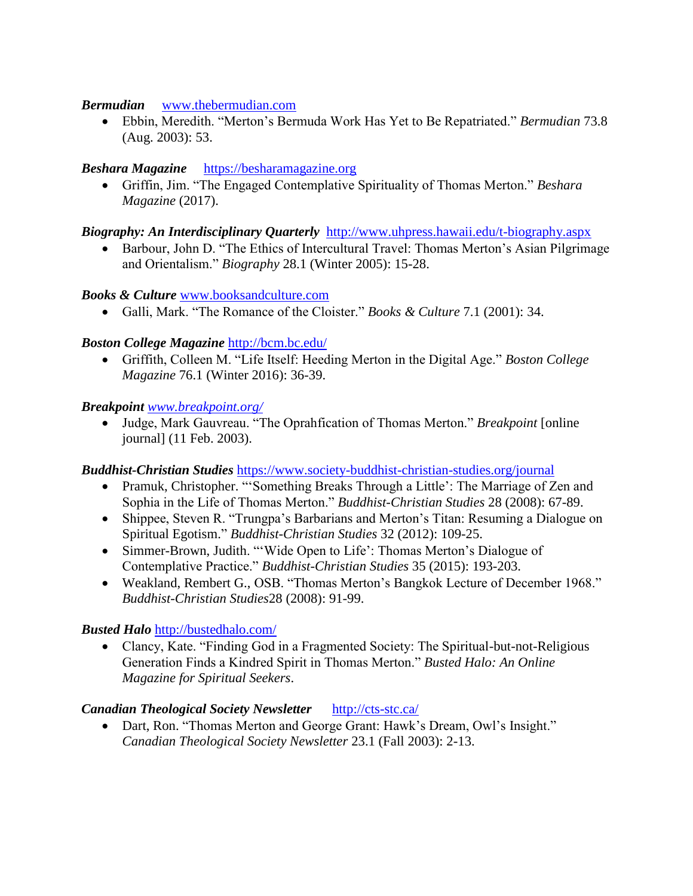***Bermudian*** [www.thebermudian.com](www.thebermudian.com)

- Ebbin, Meredith. "Merton's Bermuda Work Has Yet to Be Repatriated." *Bermudian* 73.8 (Aug. 2003): 53.

***Beshara Magazine*** [https://besharamagazine.org](https://besharamagazine.org)

- Griffin, Jim. "The Engaged Contemplative Spirituality of Thomas Merton." *Beshara Magazine* (2017).

***Biography: An Interdisciplinary Quarterly*** [http://www.uhpress.hawaii.edu/t-biography.aspx](http://www.uhpress.hawaii.edu/t-biography.aspx)

- Barbour, John D. "The Ethics of Intercultural Travel: Thomas Merton's Asian Pilgrimage and Orientalism." *Biography* 28.1 (Winter 2005): 15-28.

***Books & Culture*** [www.booksandculture.com](www.booksandculture.com)

- Galli, Mark. "The Romance of the Cloister." *Books & Culture* 7.1 (2001): 34.

***Boston College Magazine*** [http://bcm.bc.edu/](http://bcm.bc.edu/)

- Griffith, Colleen M. "Life Itself: Heeding Merton in the Digital Age." *Boston College Magazine* 76.1 (Winter 2016): 36-39.

***Breakpoint*** [*www.breakpoint.org/*](www.breakpoint.org/)

- Judge, Mark Gauvreau. "The Oprahfication of Thomas Merton." *Breakpoint* [online journal] (11 Feb. 2003).

***Buddhist-Christian Studies*** [https://www.society-buddhist-christian-studies.org/journal](https://www.society-buddhist-christian-studies.org/journal)

- Pramuk, Christopher. "'Something Breaks Through a Little': The Marriage of Zen and Sophia in the Life of Thomas Merton." *Buddhist-Christian Studies* 28 (2008): 67-89.
- Shippee, Steven R. "Trungpa's Barbarians and Merton's Titan: Resuming a Dialogue on Spiritual Egotism." *Buddhist-Christian Studies* 32 (2012): 109-25.
- Simmer-Brown, Judith. "'Wide Open to Life': Thomas Merton's Dialogue of Contemplative Practice." *Buddhist-Christian Studies* 35 (2015): 193-203.
- Weakland, Rembert G., OSB. "Thomas Merton's Bangkok Lecture of December 1968." *Buddhist-Christian Studies*28 (2008): 91-99.

***Busted Halo*** [http://bustedhalo.com/](http://bustedhalo.com/)

- Clancy, Kate. "Finding God in a Fragmented Society: The Spiritual-but-not-Religious Generation Finds a Kindred Spirit in Thomas Merton." *Busted Halo: An Online Magazine for Spiritual Seekers*.

***Canadian Theological Society Newsletter*** [http://cts-stc.ca/](http://cts-stc.ca/)

- Dart, Ron. "Thomas Merton and George Grant: Hawk's Dream, Owl's Insight." *Canadian Theological Society Newsletter* 23.1 (Fall 2003): 2-13.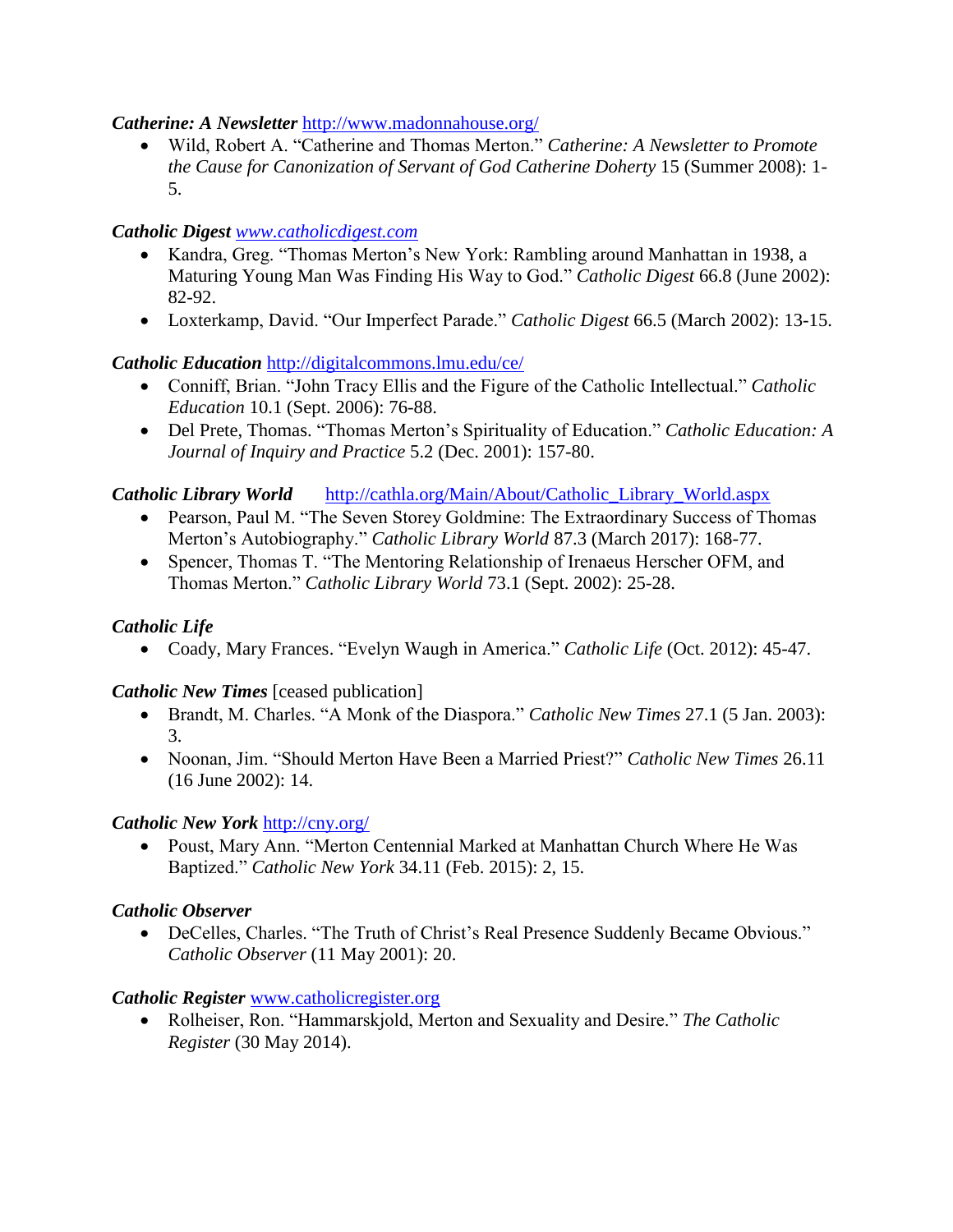***Catherine: A Newsletter*** http://www.madonnahouse.org/

- Wild, Robert A. "Catherine and Thomas Merton." *Catherine: A Newsletter to Promote the Cause for Canonization of Servant of God Catherine Doherty* 15 (Summer 2008): 1-5.

***Catholic Digest*** *www.catholicdigest.com*

- Kandra, Greg. "Thomas Merton's New York: Rambling around Manhattan in 1938, a Maturing Young Man Was Finding His Way to God." *Catholic Digest* 66.8 (June 2002): 82-92.
- Loxterkamp, David. "Our Imperfect Parade." *Catholic Digest* 66.5 (March 2002): 13-15.

***Catholic Education*** http://digitalcommons.lmu.edu/ce/

- Conniff, Brian. "John Tracy Ellis and the Figure of the Catholic Intellectual." *Catholic Education* 10.1 (Sept. 2006): 76-88.
- Del Prete, Thomas. "Thomas Merton's Spirituality of Education." *Catholic Education: A Journal of Inquiry and Practice* 5.2 (Dec. 2001): 157-80.

***Catholic Library World*** http://cathla.org/Main/About/Catholic_Library_World.aspx

- Pearson, Paul M. "The Seven Storey Goldmine: The Extraordinary Success of Thomas Merton's Autobiography." *Catholic Library World* 87.3 (March 2017): 168-77.
- Spencer, Thomas T. "The Mentoring Relationship of Irenaeus Herscher OFM, and Thomas Merton." *Catholic Library World* 73.1 (Sept. 2002): 25-28.

***Catholic Life***

- Coady, Mary Frances. "Evelyn Waugh in America." *Catholic Life* (Oct. 2012): 45-47.

***Catholic New Times*** [ceased publication]

- Brandt, M. Charles. "A Monk of the Diaspora." *Catholic New Times* 27.1 (5 Jan. 2003): 3.
- Noonan, Jim. "Should Merton Have Been a Married Priest?" *Catholic New Times* 26.11 (16 June 2002): 14.

***Catholic New York*** http://cny.org/

- Poust, Mary Ann. "Merton Centennial Marked at Manhattan Church Where He Was Baptized." *Catholic New York* 34.11 (Feb. 2015): 2, 15.

***Catholic Observer***

- DeCelles, Charles. "The Truth of Christ's Real Presence Suddenly Became Obvious." *Catholic Observer* (11 May 2001): 20.

***Catholic Register*** www.catholicregister.org

- Rolheiser, Ron. "Hammarskjold, Merton and Sexuality and Desire." *The Catholic Register* (30 May 2014).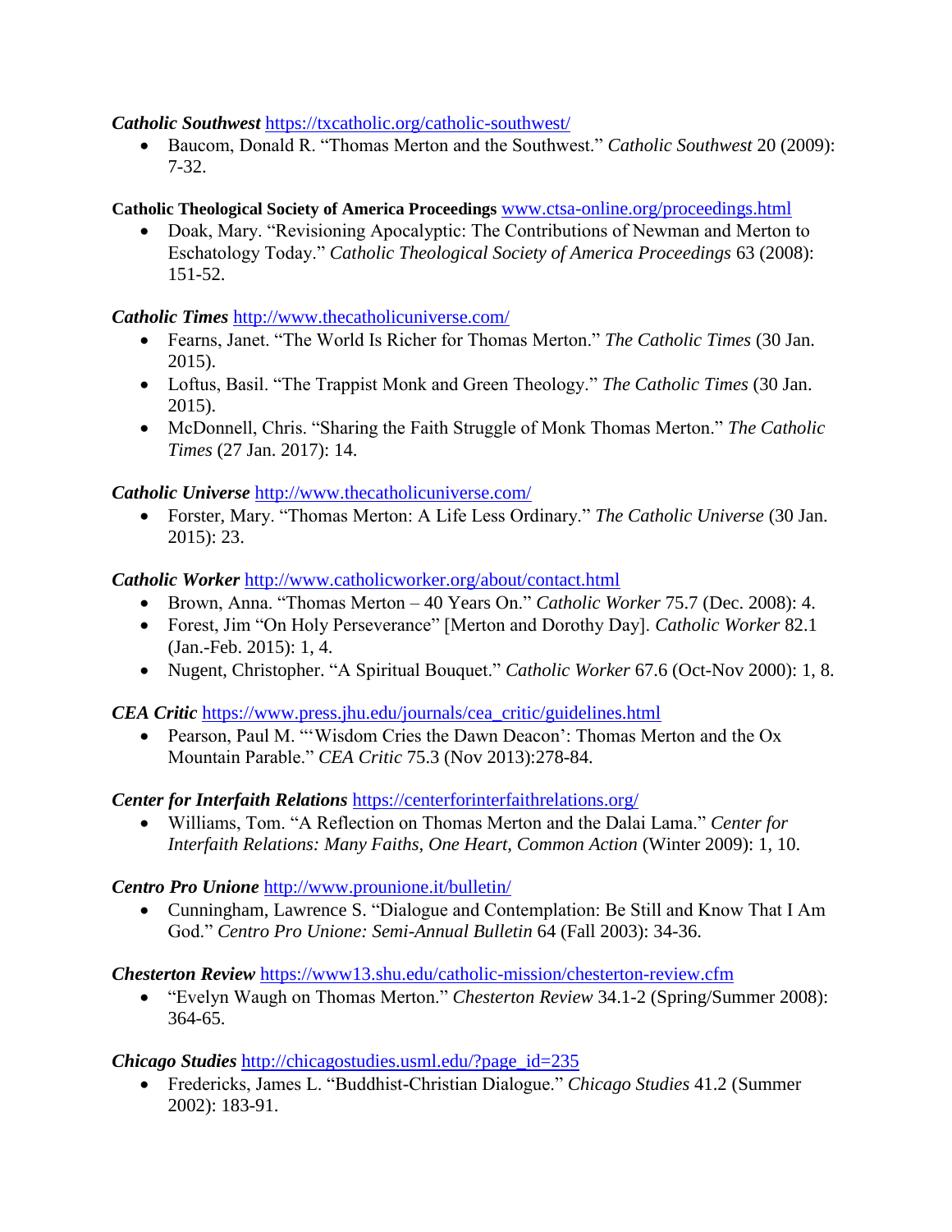***Catholic Southwest*** https://txcatholic.org/catholic-southwest/

- Baucom, Donald R. "Thomas Merton and the Southwest." *Catholic Southwest* 20 (2009): 7-32.

**Catholic Theological Society of America Proceedings** www.ctsa-online.org/proceedings.html

- Doak, Mary. "Revisioning Apocalyptic: The Contributions of Newman and Merton to Eschatology Today." *Catholic Theological Society of America Proceedings* 63 (2008): 151-52.

***Catholic Times*** http://www.thecatholicuniverse.com/

- Fearns, Janet. "The World Is Richer for Thomas Merton." *The Catholic Times* (30 Jan. 2015).
- Loftus, Basil. "The Trappist Monk and Green Theology." *The Catholic Times* (30 Jan. 2015).
- McDonnell, Chris. "Sharing the Faith Struggle of Monk Thomas Merton." *The Catholic Times* (27 Jan. 2017): 14.

***Catholic Universe*** http://www.thecatholicuniverse.com/

- Forster, Mary. "Thomas Merton: A Life Less Ordinary." *The Catholic Universe* (30 Jan. 2015): 23.

***Catholic Worker*** http://www.catholicworker.org/about/contact.html

- Brown, Anna. "Thomas Merton – 40 Years On." *Catholic Worker* 75.7 (Dec. 2008): 4.
- Forest, Jim "On Holy Perseverance" [Merton and Dorothy Day]. *Catholic Worker* 82.1 (Jan.-Feb. 2015): 1, 4.
- Nugent, Christopher. "A Spiritual Bouquet." *Catholic Worker* 67.6 (Oct-Nov 2000): 1, 8.

***CEA Critic*** https://www.press.jhu.edu/journals/cea_critic/guidelines.html

- Pearson, Paul M. "'Wisdom Cries the Dawn Deacon': Thomas Merton and the Ox Mountain Parable." *CEA Critic* 75.3 (Nov 2013):278-84.

***Center for Interfaith Relations*** https://centerforinterfaithrelations.org/

- Williams, Tom. "A Reflection on Thomas Merton and the Dalai Lama." *Center for Interfaith Relations: Many Faiths, One Heart, Common Action* (Winter 2009): 1, 10.

***Centro Pro Unione*** http://www.prounione.it/bulletin/

- Cunningham, Lawrence S. "Dialogue and Contemplation: Be Still and Know That I Am God." *Centro Pro Unione: Semi-Annual Bulletin* 64 (Fall 2003): 34-36.

***Chesterton Review*** https://www13.shu.edu/catholic-mission/chesterton-review.cfm

- "Evelyn Waugh on Thomas Merton." *Chesterton Review* 34.1-2 (Spring/Summer 2008): 364-65.

***Chicago Studies*** http://chicagostudies.usml.edu/?page_id=235

- Fredericks, James L. "Buddhist-Christian Dialogue." *Chicago Studies* 41.2 (Summer 2002): 183-91.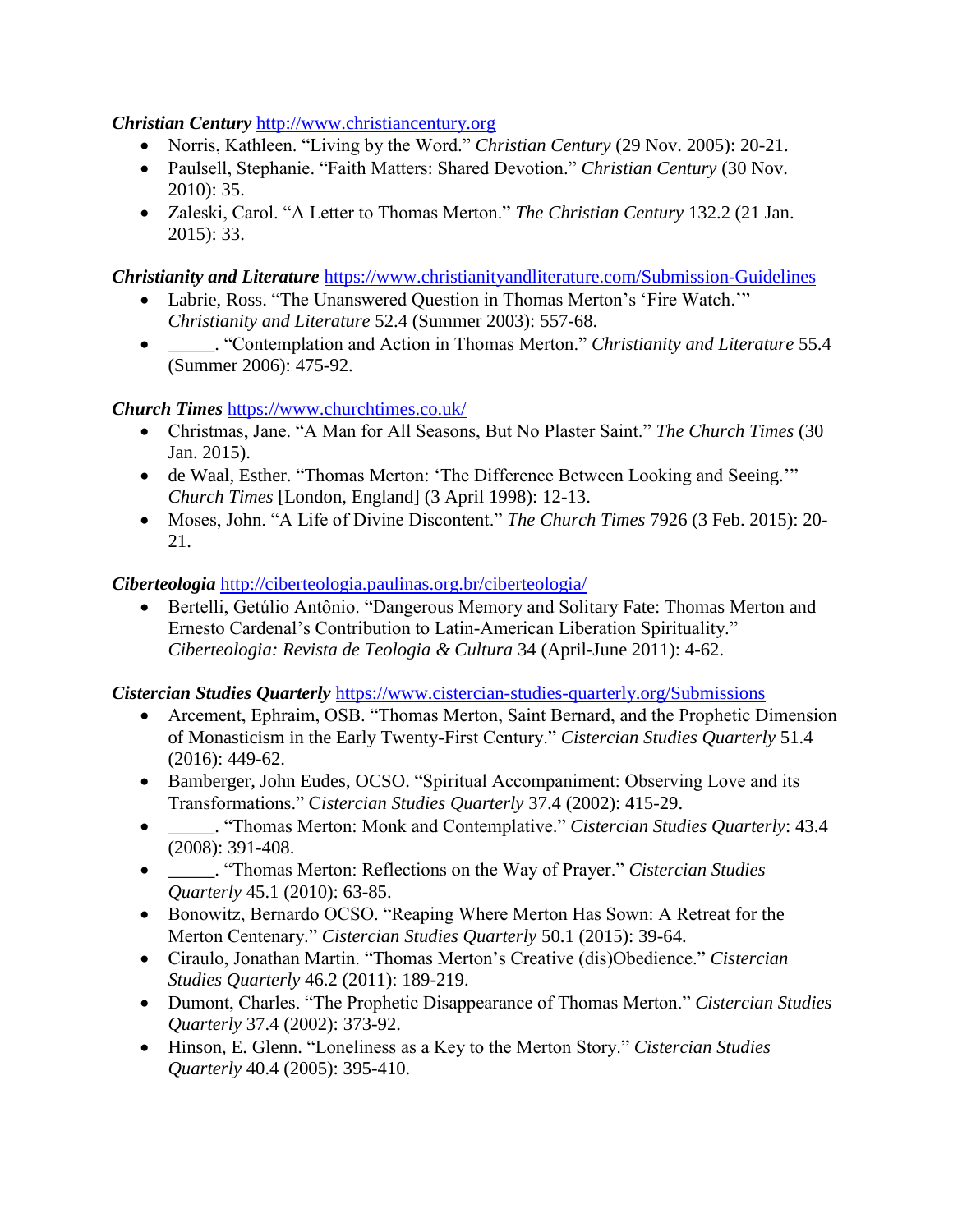***Christian Century*** [http://www.christiancentury.org](http://www.christiancentury.org)

- Norris, Kathleen. "Living by the Word." *Christian Century* (29 Nov. 2005): 20-21.
- Paulsell, Stephanie. "Faith Matters: Shared Devotion." *Christian Century* (30 Nov. 2010): 35.
- Zaleski, Carol. "A Letter to Thomas Merton." *The Christian Century* 132.2 (21 Jan. 2015): 33.

***Christianity and Literature*** [https://www.christianityandliterature.com/Submission-Guidelines](https://www.christianityandliterature.com/Submission-Guidelines)

- Labrie, Ross. "The Unanswered Question in Thomas Merton's 'Fire Watch.'" *Christianity and Literature* 52.4 (Summer 2003): 557-68.
- _____. "Contemplation and Action in Thomas Merton." *Christianity and Literature* 55.4 (Summer 2006): 475-92.

***Church Times*** [https://www.churchtimes.co.uk/](https://www.churchtimes.co.uk/)

- Christmas, Jane. "A Man for All Seasons, But No Plaster Saint." *The Church Times* (30 Jan. 2015).
- de Waal, Esther. "Thomas Merton: 'The Difference Between Looking and Seeing.'" *Church Times* [London, England] (3 April 1998): 12-13.
- Moses, John. "A Life of Divine Discontent." *The Church Times* 7926 (3 Feb. 2015): 20-21.

***Ciberteologia*** [http://ciberteologia.paulinas.org.br/ciberteologia/](http://ciberteologia.paulinas.org.br/ciberteologia/)

- Bertelli, Getúlio Antônio. "Dangerous Memory and Solitary Fate: Thomas Merton and Ernesto Cardenal's Contribution to Latin-American Liberation Spirituality." *Ciberteologia: Revista de Teologia & Cultura* 34 (April-June 2011): 4-62.

***Cistercian Studies Quarterly*** [https://www.cistercian-studies-quarterly.org/Submissions](https://www.cistercian-studies-quarterly.org/Submissions)

- Arcement, Ephraim, OSB. "Thomas Merton, Saint Bernard, and the Prophetic Dimension of Monasticism in the Early Twenty-First Century." *Cistercian Studies Quarterly* 51.4 (2016): 449-62.
- Bamberger, John Eudes, OCSO. "Spiritual Accompaniment: Observing Love and its Transformations." *Cistercian Studies Quarterly* 37.4 (2002): 415-29.
- _____. "Thomas Merton: Monk and Contemplative." *Cistercian Studies Quarterly*: 43.4 (2008): 391-408.
- _____. "Thomas Merton: Reflections on the Way of Prayer." *Cistercian Studies Quarterly* 45.1 (2010): 63-85.
- Bonowitz, Bernardo OCSO. "Reaping Where Merton Has Sown: A Retreat for the Merton Centenary." *Cistercian Studies Quarterly* 50.1 (2015): 39-64.
- Ciraulo, Jonathan Martin. "Thomas Merton's Creative (dis)Obedience." *Cistercian Studies Quarterly* 46.2 (2011): 189-219.
- Dumont, Charles. "The Prophetic Disappearance of Thomas Merton." *Cistercian Studies Quarterly* 37.4 (2002): 373-92.
- Hinson, E. Glenn. "Loneliness as a Key to the Merton Story." *Cistercian Studies Quarterly* 40.4 (2005): 395-410.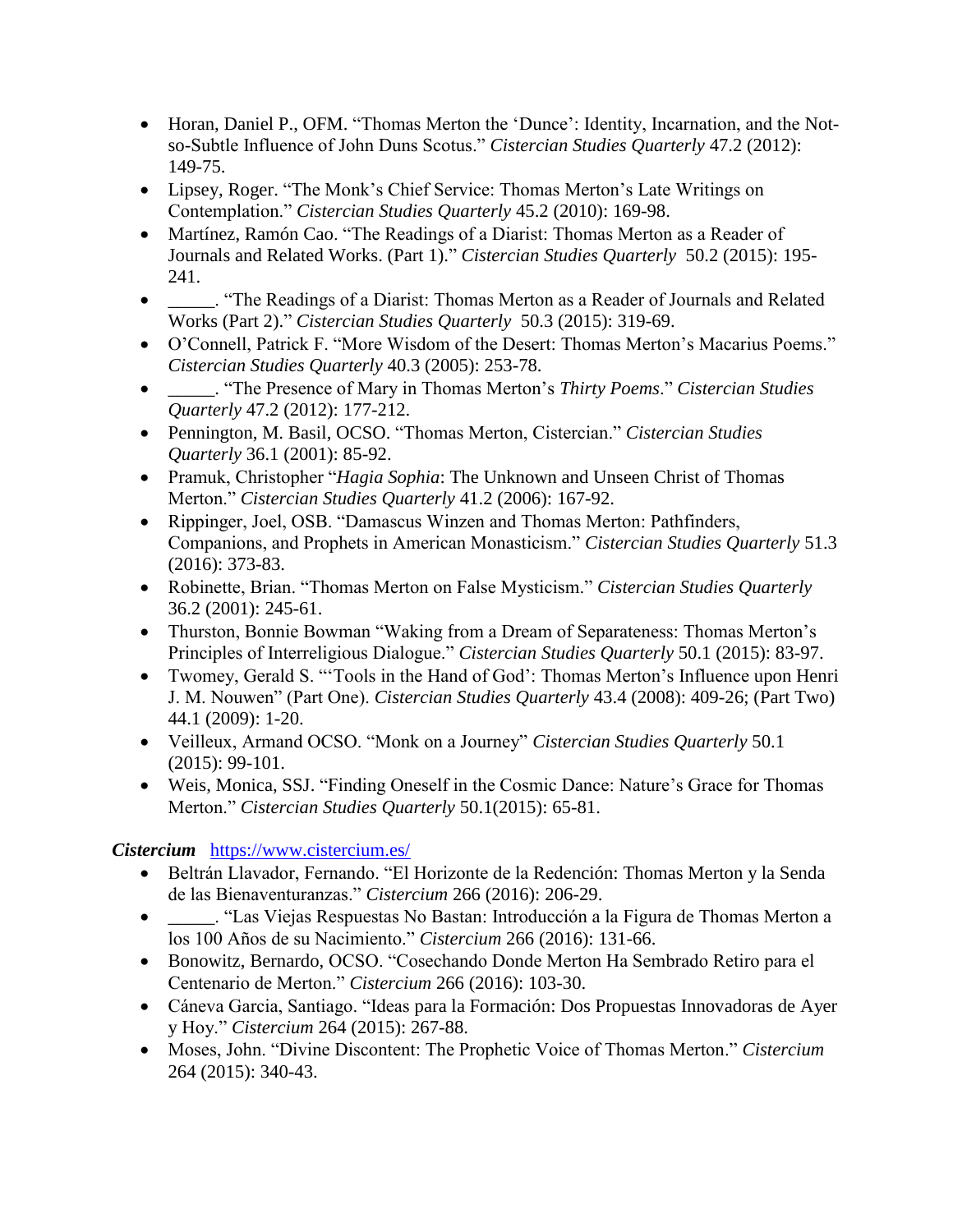- Horan, Daniel P., OFM. "Thomas Merton the 'Dunce': Identity, Incarnation, and the Not-so-Subtle Influence of John Duns Scotus." *Cistercian Studies Quarterly* 47.2 (2012): 149-75.
- Lipsey, Roger. "The Monk's Chief Service: Thomas Merton's Late Writings on Contemplation." *Cistercian Studies Quarterly* 45.2 (2010): 169-98.
- Martínez, Ramón Cao. "The Readings of a Diarist: Thomas Merton as a Reader of Journals and Related Works. (Part 1)." *Cistercian Studies Quarterly* 50.2 (2015): 195-241.
- _____. "The Readings of a Diarist: Thomas Merton as a Reader of Journals and Related Works (Part 2)." *Cistercian Studies Quarterly* 50.3 (2015): 319-69.
- O'Connell, Patrick F. "More Wisdom of the Desert: Thomas Merton's Macarius Poems." *Cistercian Studies Quarterly* 40.3 (2005): 253-78.
- _____. "The Presence of Mary in Thomas Merton's *Thirty Poems*." *Cistercian Studies Quarterly* 47.2 (2012): 177-212.
- Pennington, M. Basil, OCSO. "Thomas Merton, Cistercian." *Cistercian Studies Quarterly* 36.1 (2001): 85-92.
- Pramuk, Christopher "*Hagia Sophia*: The Unknown and Unseen Christ of Thomas Merton." *Cistercian Studies Quarterly* 41.2 (2006): 167-92.
- Rippinger, Joel, OSB. "Damascus Winzen and Thomas Merton: Pathfinders, Companions, and Prophets in American Monasticism." *Cistercian Studies Quarterly* 51.3 (2016): 373-83.
- Robinette, Brian. "Thomas Merton on False Mysticism." *Cistercian Studies Quarterly* 36.2 (2001): 245-61.
- Thurston, Bonnie Bowman "Waking from a Dream of Separateness: Thomas Merton's Principles of Interreligious Dialogue." *Cistercian Studies Quarterly* 50.1 (2015): 83-97.
- Twomey, Gerald S. "'Tools in the Hand of God': Thomas Merton's Influence upon Henri J. M. Nouwen" (Part One). *Cistercian Studies Quarterly* 43.4 (2008): 409-26; (Part Two) 44.1 (2009): 1-20.
- Veilleux, Armand OCSO. "Monk on a Journey" *Cistercian Studies Quarterly* 50.1 (2015): 99-101.
- Weis, Monica, SSJ. "Finding Oneself in the Cosmic Dance: Nature's Grace for Thomas Merton." *Cistercian Studies Quarterly* 50.1(2015): 65-81.

***Cistercium*** https://www.cistercium.es/

- Beltrán Llavador, Fernando. "El Horizonte de la Redención: Thomas Merton y la Senda de las Bienaventuranzas." *Cistercium* 266 (2016): 206-29.
- _____. "Las Viejas Respuestas No Bastan: Introducción a la Figura de Thomas Merton a los 100 Años de su Nacimiento." *Cistercium* 266 (2016): 131-66.
- Bonowitz, Bernardo, OCSO. "Cosechando Donde Merton Ha Sembrado Retiro para el Centenario de Merton." *Cistercium* 266 (2016): 103-30.
- Cáneva Garcia, Santiago. "Ideas para la Formación: Dos Propuestas Innovadoras de Ayer y Hoy." *Cistercium* 264 (2015): 267-88.
- Moses, John. "Divine Discontent: The Prophetic Voice of Thomas Merton." *Cistercium* 264 (2015): 340-43.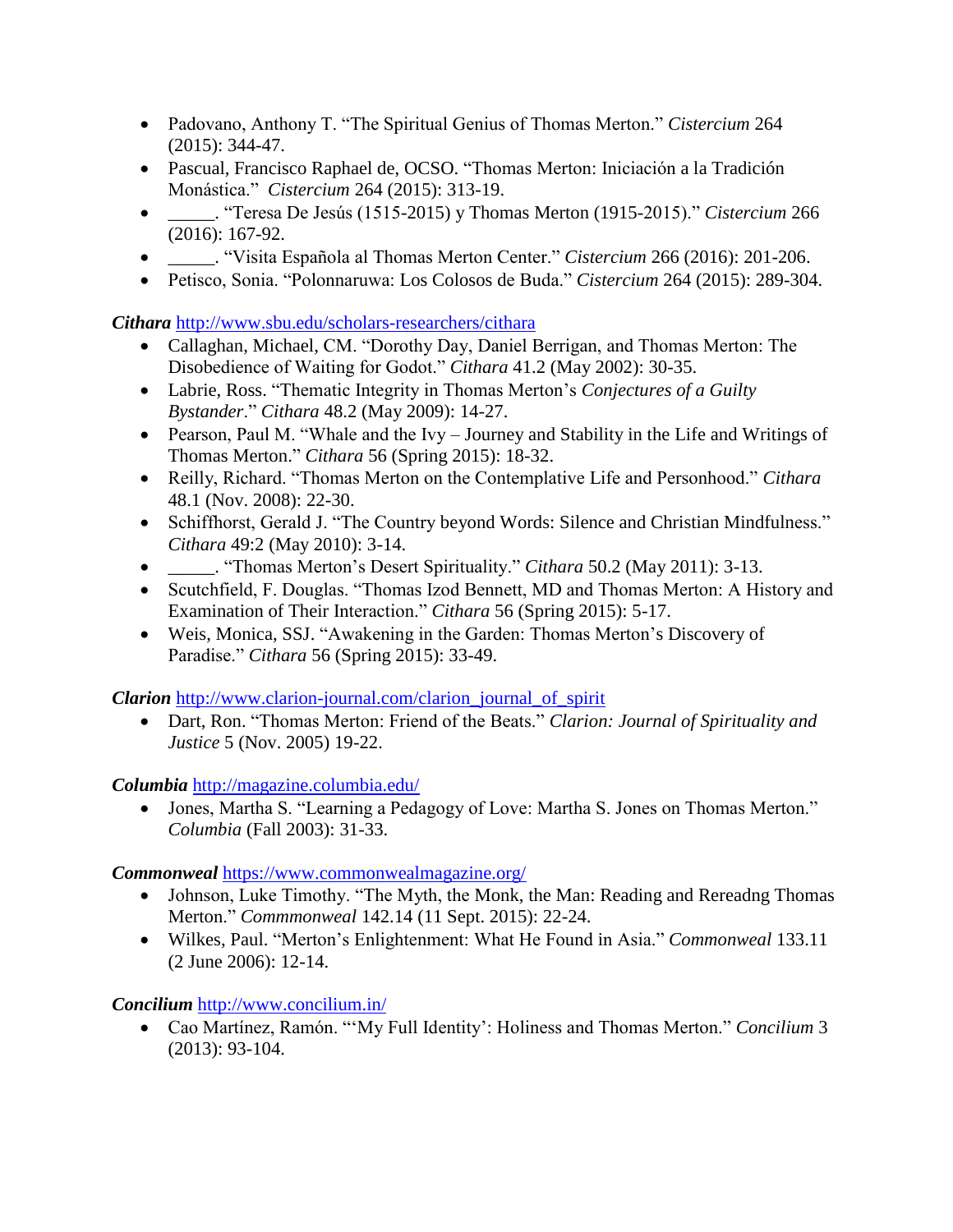- Padovano, Anthony T. "The Spiritual Genius of Thomas Merton." *Cistercium* 264 (2015): 344-47.
- Pascual, Francisco Raphael de, OCSO. "Thomas Merton: Iniciación a la Tradición Monástica." *Cistercium* 264 (2015): 313-19.
- _____. "Teresa De Jesús (1515-2015) y Thomas Merton (1915-2015)." *Cistercium* 266 (2016): 167-92.
- _____. "Visita Española al Thomas Merton Center." *Cistercium* 266 (2016): 201-206.
- Petisco, Sonia. "Polonnaruwa: Los Colosos de Buda." *Cistercium* 264 (2015): 289-304.

***Cithara*** http://www.sbu.edu/scholars-researchers/cithara

- Callaghan, Michael, CM. "Dorothy Day, Daniel Berrigan, and Thomas Merton: The Disobedience of Waiting for Godot." *Cithara* 41.2 (May 2002): 30-35.
- Labrie, Ross. "Thematic Integrity in Thomas Merton's *Conjectures of a Guilty Bystander*." *Cithara* 48.2 (May 2009): 14-27.
- Pearson, Paul M. "Whale and the Ivy – Journey and Stability in the Life and Writings of Thomas Merton." *Cithara* 56 (Spring 2015): 18-32.
- Reilly, Richard. "Thomas Merton on the Contemplative Life and Personhood." *Cithara* 48.1 (Nov. 2008): 22-30.
- Schiffhorst, Gerald J. "The Country beyond Words: Silence and Christian Mindfulness." *Cithara* 49:2 (May 2010): 3-14.
- _____. "Thomas Merton's Desert Spirituality." *Cithara* 50.2 (May 2011): 3-13.
- Scutchfield, F. Douglas. "Thomas Izod Bennett, MD and Thomas Merton: A History and Examination of Their Interaction." *Cithara* 56 (Spring 2015): 5-17.
- Weis, Monica, SSJ. "Awakening in the Garden: Thomas Merton's Discovery of Paradise." *Cithara* 56 (Spring 2015): 33-49.

***Clarion*** http://www.clarion-journal.com/clarion_journal_of_spirit

- Dart, Ron. "Thomas Merton: Friend of the Beats." *Clarion: Journal of Spirituality and Justice* 5 (Nov. 2005) 19-22.

***Columbia*** http://magazine.columbia.edu/

- Jones, Martha S. "Learning a Pedagogy of Love: Martha S. Jones on Thomas Merton." *Columbia* (Fall 2003): 31-33.

***Commonweal*** https://www.commonwealmagazine.org/

- Johnson, Luke Timothy. "The Myth, the Monk, the Man: Reading and Rereadng Thomas Merton." *Commmonweal* 142.14 (11 Sept. 2015): 22-24.
- Wilkes, Paul. "Merton's Enlightenment: What He Found in Asia." *Commonweal* 133.11 (2 June 2006): 12-14.

***Concilium*** http://www.concilium.in/

- Cao Martínez, Ramón. "'My Full Identity': Holiness and Thomas Merton." *Concilium* 3 (2013): 93-104.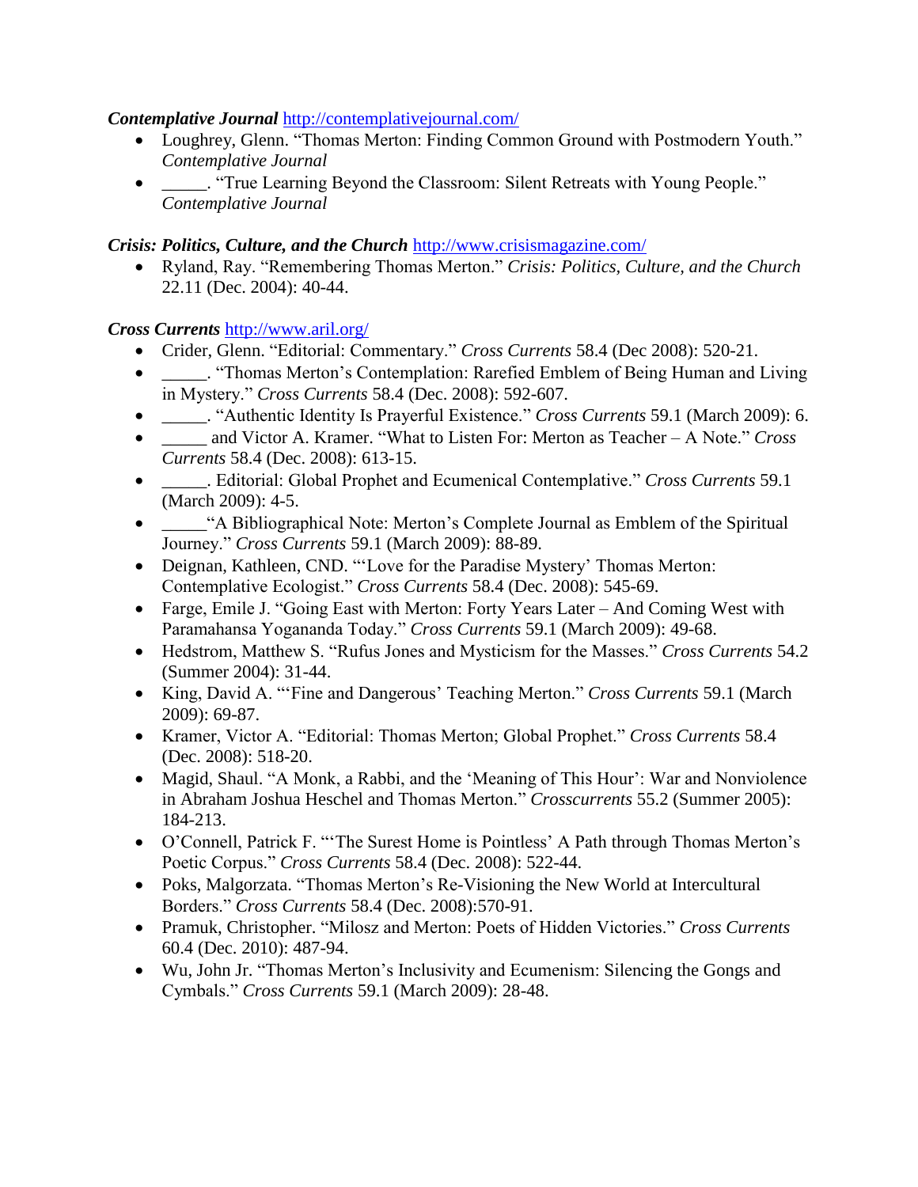***Contemplative Journal*** http://contemplativejournal.com/

- Loughrey, Glenn. "Thomas Merton: Finding Common Ground with Postmodern Youth." *Contemplative Journal*
- _____. "True Learning Beyond the Classroom: Silent Retreats with Young People." *Contemplative Journal*

***Crisis: Politics, Culture, and the Church*** http://www.crisismagazine.com/

- Ryland, Ray. "Remembering Thomas Merton." *Crisis: Politics, Culture, and the Church* 22.11 (Dec. 2004): 40-44.

***Cross Currents*** http://www.aril.org/

- Crider, Glenn. "Editorial: Commentary." *Cross Currents* 58.4 (Dec 2008): 520-21.
- _____. "Thomas Merton's Contemplation: Rarefied Emblem of Being Human and Living in Mystery." *Cross Currents* 58.4 (Dec. 2008): 592-607.
- _____. "Authentic Identity Is Prayerful Existence." *Cross Currents* 59.1 (March 2009): 6.
- _____ and Victor A. Kramer. "What to Listen For: Merton as Teacher – A Note." *Cross Currents* 58.4 (Dec. 2008): 613-15.
- _____. Editorial: Global Prophet and Ecumenical Contemplative." *Cross Currents* 59.1 (March 2009): 4-5.
- _____"A Bibliographical Note: Merton's Complete Journal as Emblem of the Spiritual Journey." *Cross Currents* 59.1 (March 2009): 88-89.
- Deignan, Kathleen, CND. "'Love for the Paradise Mystery' Thomas Merton: Contemplative Ecologist." *Cross Currents* 58.4 (Dec. 2008): 545-69.
- Farge, Emile J. "Going East with Merton: Forty Years Later – And Coming West with Paramahansa Yogananda Today." *Cross Currents* 59.1 (March 2009): 49-68.
- Hedstrom, Matthew S. "Rufus Jones and Mysticism for the Masses." *Cross Currents* 54.2 (Summer 2004): 31-44.
- King, David A. "'Fine and Dangerous' Teaching Merton." *Cross Currents* 59.1 (March 2009): 69-87.
- Kramer, Victor A. "Editorial: Thomas Merton; Global Prophet." *Cross Currents* 58.4 (Dec. 2008): 518-20.
- Magid, Shaul. "A Monk, a Rabbi, and the 'Meaning of This Hour': War and Nonviolence in Abraham Joshua Heschel and Thomas Merton." *Crosscurrents* 55.2 (Summer 2005): 184-213.
- O'Connell, Patrick F. "'The Surest Home is Pointless' A Path through Thomas Merton's Poetic Corpus." *Cross Currents* 58.4 (Dec. 2008): 522-44.
- Poks, Malgorzata. "Thomas Merton's Re-Visioning the New World at Intercultural Borders." *Cross Currents* 58.4 (Dec. 2008):570-91.
- Pramuk, Christopher. "Milosz and Merton: Poets of Hidden Victories." *Cross Currents* 60.4 (Dec. 2010): 487-94.
- Wu, John Jr. "Thomas Merton's Inclusivity and Ecumenism: Silencing the Gongs and Cymbals." *Cross Currents* 59.1 (March 2009): 28-48.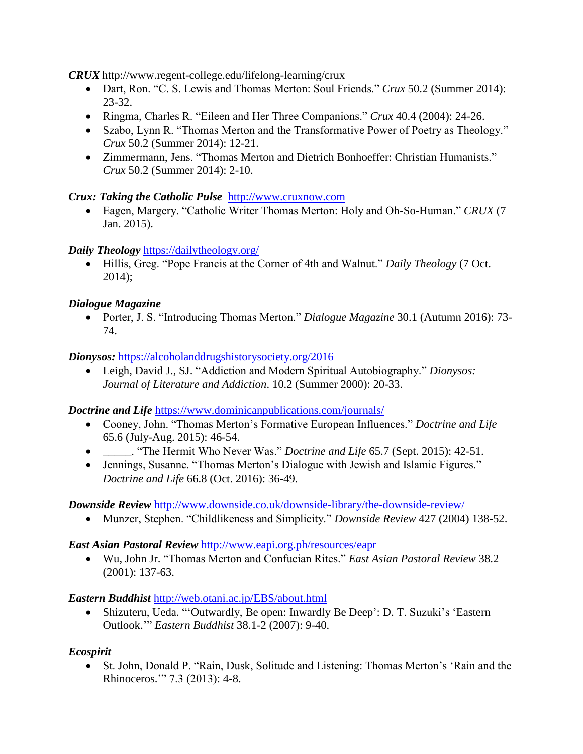***CRUX*** http://www.regent-college.edu/lifelong-learning/crux

- Dart, Ron. "C. S. Lewis and Thomas Merton: Soul Friends." *Crux* 50.2 (Summer 2014): 23-32.
- Ringma, Charles R. "Eileen and Her Three Companions." *Crux* 40.4 (2004): 24-26.
- Szabo, Lynn R. "Thomas Merton and the Transformative Power of Poetry as Theology." *Crux* 50.2 (Summer 2014): 12-21.
- Zimmermann, Jens. "Thomas Merton and Dietrich Bonhoeffer: Christian Humanists." *Crux* 50.2 (Summer 2014): 2-10.

***Crux: Taking the Catholic Pulse*** http://www.cruxnow.com

- Eagen, Margery. "Catholic Writer Thomas Merton: Holy and Oh-So-Human." *CRUX* (7 Jan. 2015).

***Daily Theology*** https://dailytheology.org/

- Hillis, Greg. "Pope Francis at the Corner of 4th and Walnut." *Daily Theology* (7 Oct. 2014);

***Dialogue Magazine***

- Porter, J. S. "Introducing Thomas Merton." *Dialogue Magazine* 30.1 (Autumn 2016): 73-74.

***Dionysos:*** https://alcoholanddrugshistorysociety.org/2016

- Leigh, David J., SJ. "Addiction and Modern Spiritual Autobiography." *Dionysos: Journal of Literature and Addiction*. 10.2 (Summer 2000): 20-33.

***Doctrine and Life*** https://www.dominicanpublications.com/journals/

- Cooney, John. "Thomas Merton's Formative European Influences." *Doctrine and Life* 65.6 (July-Aug. 2015): 46-54.
- _____. "The Hermit Who Never Was." *Doctrine and Life* 65.7 (Sept. 2015): 42-51.
- Jennings, Susanne. "Thomas Merton's Dialogue with Jewish and Islamic Figures." *Doctrine and Life* 66.8 (Oct. 2016): 36-49.

***Downside Review*** http://www.downside.co.uk/downside-library/the-downside-review/

- Munzer, Stephen. "Childlikeness and Simplicity." *Downside Review* 427 (2004) 138-52.

***East Asian Pastoral Review*** http://www.eapi.org.ph/resources/eapr

- Wu, John Jr. "Thomas Merton and Confucian Rites." *East Asian Pastoral Review* 38.2 (2001): 137-63.

***Eastern Buddhist*** http://web.otani.ac.jp/EBS/about.html

- Shizuteru, Ueda. "'Outwardly, Be open: Inwardly Be Deep': D. T. Suzuki's 'Eastern Outlook.'" *Eastern Buddhist* 38.1-2 (2007): 9-40.

***Ecospirit***

- St. John, Donald P. "Rain, Dusk, Solitude and Listening: Thomas Merton's 'Rain and the Rhinoceros.'" 7.3 (2013): 4-8.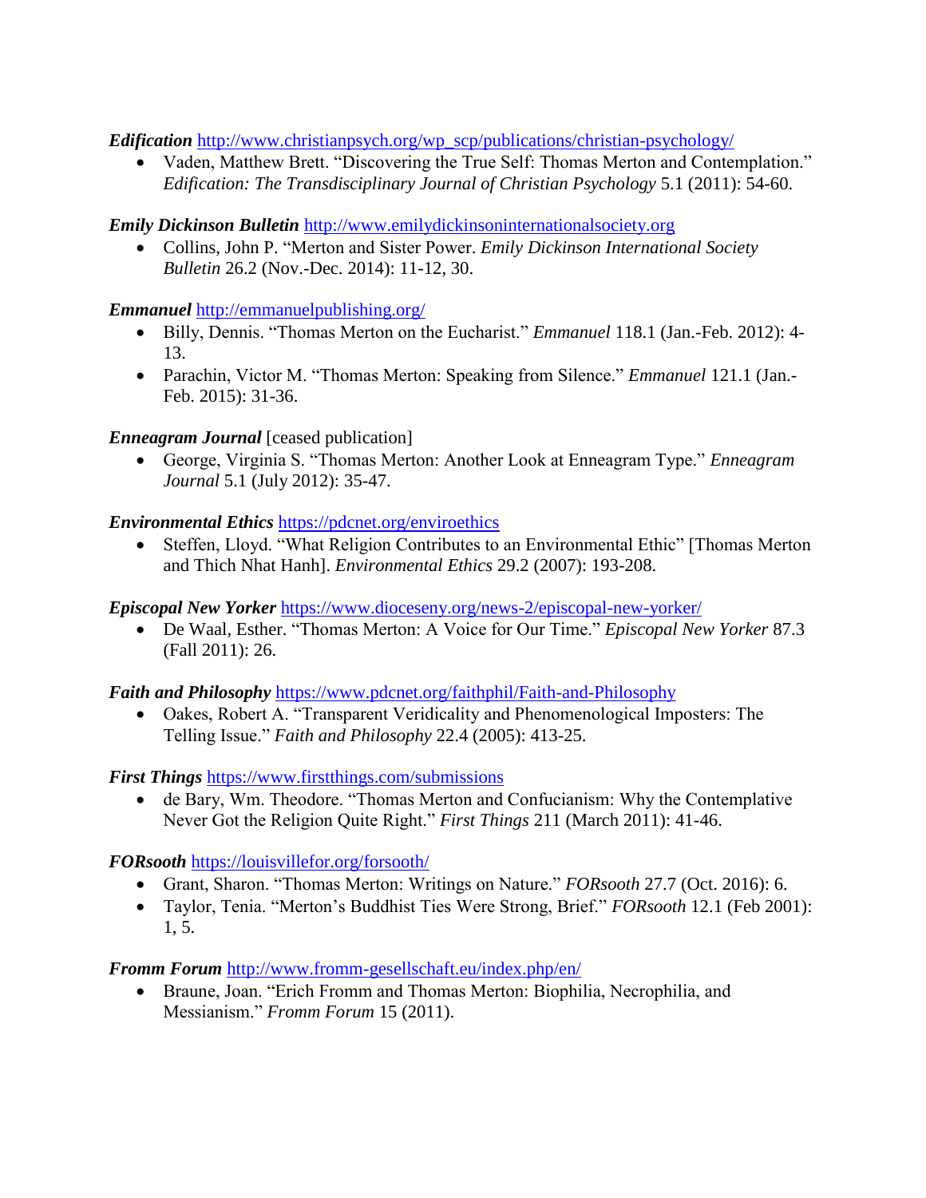***Edification*** [http://www.christianpsych.org/wp_scp/publications/christian-psychology/](http://www.christianpsych.org/wp_scp/publications/christian-psychology/)

- Vaden, Matthew Brett. "Discovering the True Self: Thomas Merton and Contemplation." *Edification: The Transdisciplinary Journal of Christian Psychology* 5.1 (2011): 54-60.

***Emily Dickinson Bulletin*** [http://www.emilydickinsoninternationalsociety.org](http://www.emilydickinsoninternationalsociety.org)

- Collins, John P. "Merton and Sister Power. *Emily Dickinson International Society Bulletin* 26.2 (Nov.-Dec. 2014): 11-12, 30.

***Emmanuel*** [http://emmanuelpublishing.org/](http://emmanuelpublishing.org/)

- Billy, Dennis. "Thomas Merton on the Eucharist." *Emmanuel* 118.1 (Jan.-Feb. 2012): 4-13.
- Parachin, Victor M. "Thomas Merton: Speaking from Silence." *Emmanuel* 121.1 (Jan.-Feb. 2015): 31-36.

***Enneagram Journal*** [ceased publication]

- George, Virginia S. "Thomas Merton: Another Look at Enneagram Type." *Enneagram Journal* 5.1 (July 2012): 35-47.

***Environmental Ethics*** [https://pdcnet.org/enviroethics](https://pdcnet.org/enviroethics)

- Steffen, Lloyd. "What Religion Contributes to an Environmental Ethic" [Thomas Merton and Thich Nhat Hanh]. *Environmental Ethics* 29.2 (2007): 193-208.

***Episcopal New Yorker*** [https://www.dioceseny.org/news-2/episcopal-new-yorker/](https://www.dioceseny.org/news-2/episcopal-new-yorker/)

- De Waal, Esther. "Thomas Merton: A Voice for Our Time." *Episcopal New Yorker* 87.3 (Fall 2011): 26.

***Faith and Philosophy*** [https://www.pdcnet.org/faithphil/Faith-and-Philosophy](https://www.pdcnet.org/faithphil/Faith-and-Philosophy)

- Oakes, Robert A. "Transparent Veridicality and Phenomenological Imposters: The Telling Issue." *Faith and Philosophy* 22.4 (2005): 413-25.

***First Things*** [https://www.firstthings.com/submissions](https://www.firstthings.com/submissions)

- de Bary, Wm. Theodore. "Thomas Merton and Confucianism: Why the Contemplative Never Got the Religion Quite Right." *First Things* 211 (March 2011): 41-46.

***FORsooth*** [https://louisvillefor.org/forsooth/](https://louisvillefor.org/forsooth/)

- Grant, Sharon. "Thomas Merton: Writings on Nature." *FORsooth* 27.7 (Oct. 2016): 6.
- Taylor, Tenia. "Merton's Buddhist Ties Were Strong, Brief." *FORsooth* 12.1 (Feb 2001): 1, 5.

***Fromm Forum*** [http://www.fromm-gesellschaft.eu/index.php/en/](http://www.fromm-gesellschaft.eu/index.php/en/)

- Braune, Joan. "Erich Fromm and Thomas Merton: Biophilia, Necrophilia, and Messianism." *Fromm Forum* 15 (2011).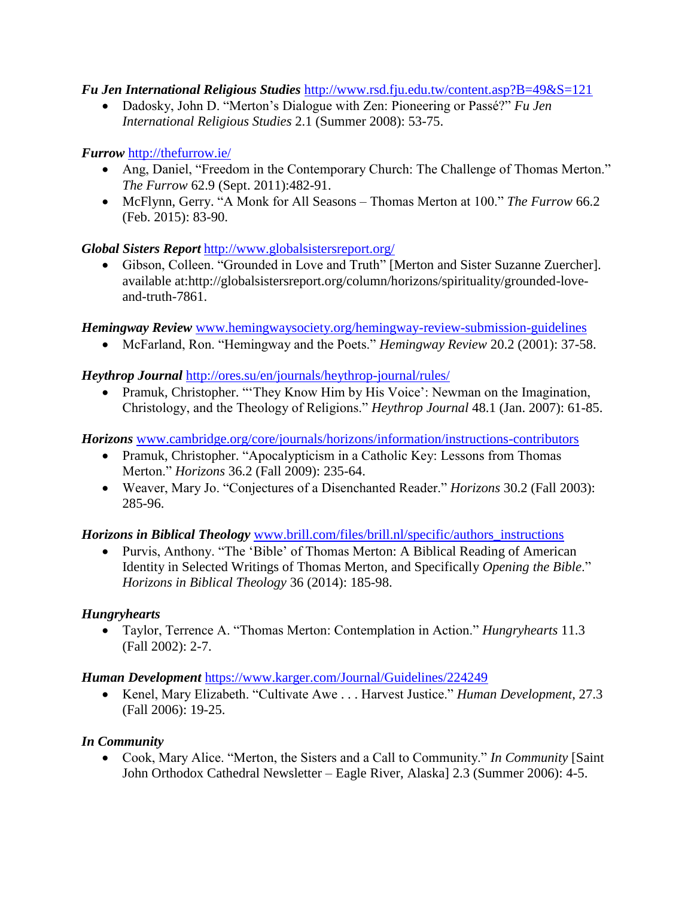***Fu Jen International Religious Studies*** http://www.rsd.fju.edu.tw/content.asp?B=49&S=121

- Dadosky, John D. "Merton's Dialogue with Zen: Pioneering or Passé?" *Fu Jen International Religious Studies* 2.1 (Summer 2008): 53-75.

***Furrow*** http://thefurrow.ie/

- Ang, Daniel, "Freedom in the Contemporary Church: The Challenge of Thomas Merton." *The Furrow* 62.9 (Sept. 2011):482-91.
- McFlynn, Gerry. "A Monk for All Seasons – Thomas Merton at 100." *The Furrow* 66.2 (Feb. 2015): 83-90.

***Global Sisters Report*** http://www.globalsistersreport.org/

- Gibson, Colleen. "Grounded in Love and Truth" [Merton and Sister Suzanne Zuercher]. available at:http://globalsistersreport.org/column/horizons/spirituality/grounded-love-and-truth-7861.

***Hemingway Review*** www.hemingwaysociety.org/hemingway-review-submission-guidelines

- McFarland, Ron. "Hemingway and the Poets." *Hemingway Review* 20.2 (2001): 37-58.

***Heythrop Journal*** http://ores.su/en/journals/heythrop-journal/rules/

- Pramuk, Christopher. "'They Know Him by His Voice': Newman on the Imagination, Christology, and the Theology of Religions." *Heythrop Journal* 48.1 (Jan. 2007): 61-85.

***Horizons*** www.cambridge.org/core/journals/horizons/information/instructions-contributors

- Pramuk, Christopher. "Apocalypticism in a Catholic Key: Lessons from Thomas Merton." *Horizons* 36.2 (Fall 2009): 235-64.
- Weaver, Mary Jo. "Conjectures of a Disenchanted Reader." *Horizons* 30.2 (Fall 2003): 285-96.

***Horizons in Biblical Theology*** www.brill.com/files/brill.nl/specific/authors_instructions

- Purvis, Anthony. "The 'Bible' of Thomas Merton: A Biblical Reading of American Identity in Selected Writings of Thomas Merton, and Specifically *Opening the Bible*." *Horizons in Biblical Theology* 36 (2014): 185-98.

***Hungryhearts***

- Taylor, Terrence A. "Thomas Merton: Contemplation in Action." *Hungryhearts* 11.3 (Fall 2002): 2-7.

***Human Development*** https://www.karger.com/Journal/Guidelines/224249

- Kenel, Mary Elizabeth. "Cultivate Awe . . . Harvest Justice." *Human Development*, 27.3 (Fall 2006): 19-25.

***In Community***

- Cook, Mary Alice. "Merton, the Sisters and a Call to Community." *In Community* [Saint John Orthodox Cathedral Newsletter – Eagle River, Alaska] 2.3 (Summer 2006): 4-5.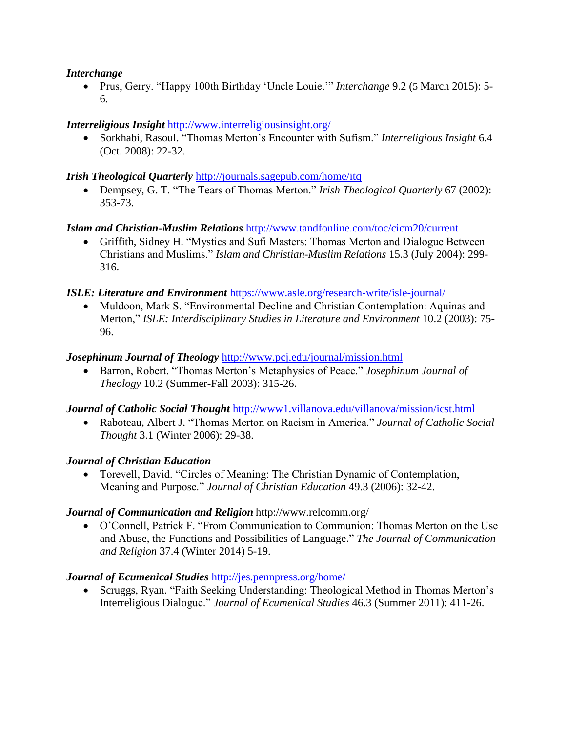***Interchange***

- Prus, Gerry. "Happy 100th Birthday 'Uncle Louie.'" *Interchange* 9.2 (5 March 2015): 5-6.

***Interreligious Insight*** http://www.interreligiousinsight.org/

- Sorkhabi, Rasoul. "Thomas Merton's Encounter with Sufism." *Interreligious Insight* 6.4 (Oct. 2008): 22-32.

***Irish Theological Quarterly*** http://journals.sagepub.com/home/itq

- Dempsey, G. T. "The Tears of Thomas Merton." *Irish Theological Quarterly* 67 (2002): 353-73.

***Islam and Christian-Muslim Relations*** http://www.tandfonline.com/toc/cicm20/current

- Griffith, Sidney H. "Mystics and Sufi Masters: Thomas Merton and Dialogue Between Christians and Muslims." *Islam and Christian-Muslim Relations* 15.3 (July 2004): 299-316.

***ISLE: Literature and Environment*** https://www.asle.org/research-write/isle-journal/

- Muldoon, Mark S. "Environmental Decline and Christian Contemplation: Aquinas and Merton," *ISLE: Interdisciplinary Studies in Literature and Environment* 10.2 (2003): 75-96.

***Josephinum Journal of Theology*** http://www.pcj.edu/journal/mission.html

- Barron, Robert. "Thomas Merton's Metaphysics of Peace." *Josephinum Journal of Theology* 10.2 (Summer-Fall 2003): 315-26.

***Journal of Catholic Social Thought*** http://www1.villanova.edu/villanova/mission/icst.html

- Raboteau, Albert J. "Thomas Merton on Racism in America." *Journal of Catholic Social Thought* 3.1 (Winter 2006): 29-38.

***Journal of Christian Education***

- Torevell, David. "Circles of Meaning: The Christian Dynamic of Contemplation, Meaning and Purpose." *Journal of Christian Education* 49.3 (2006): 32-42.

***Journal of Communication and Religion*** http://www.relcomm.org/

- O'Connell, Patrick F. "From Communication to Communion: Thomas Merton on the Use and Abuse, the Functions and Possibilities of Language." *The Journal of Communication and Religion* 37.4 (Winter 2014) 5-19.

***Journal of Ecumenical Studies*** http://jes.pennpress.org/home/

- Scruggs, Ryan. "Faith Seeking Understanding: Theological Method in Thomas Merton's Interreligious Dialogue." *Journal of Ecumenical Studies* 46.3 (Summer 2011): 411-26.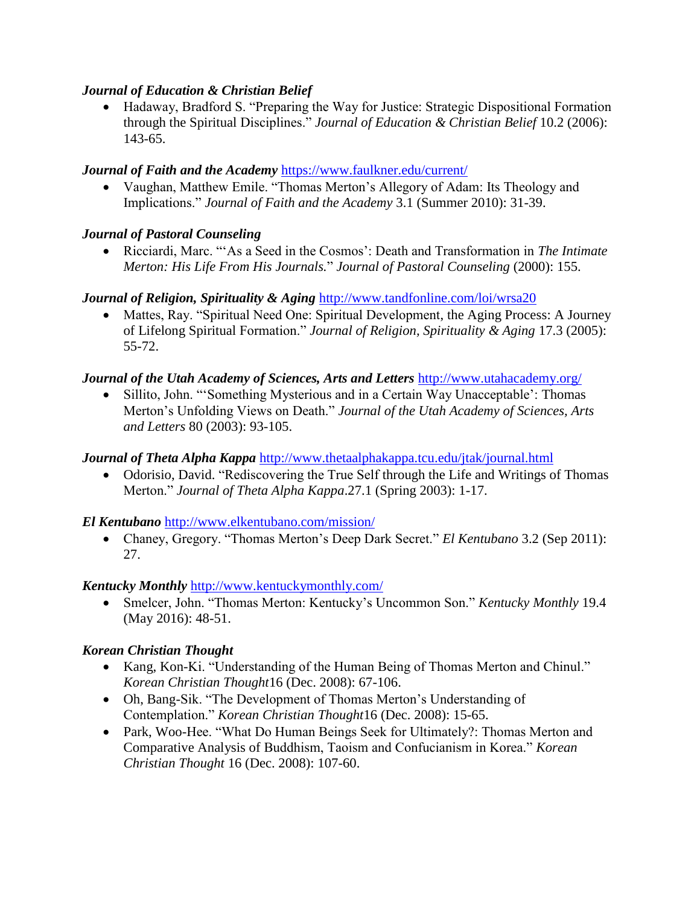***Journal of Education & Christian Belief***

- Hadaway, Bradford S. "Preparing the Way for Justice: Strategic Dispositional Formation through the Spiritual Disciplines." *Journal of Education & Christian Belief* 10.2 (2006): 143-65.

***Journal of Faith and the Academy*** https://www.faulkner.edu/current/

- Vaughan, Matthew Emile. "Thomas Merton's Allegory of Adam: Its Theology and Implications." *Journal of Faith and the Academy* 3.1 (Summer 2010): 31-39.

***Journal of Pastoral Counseling***

- Ricciardi, Marc. "'As a Seed in the Cosmos': Death and Transformation in *The Intimate Merton: His Life From His Journals.*" *Journal of Pastoral Counseling* (2000): 155.

***Journal of Religion, Spirituality & Aging*** http://www.tandfonline.com/loi/wrsa20

- Mattes, Ray. "Spiritual Need One: Spiritual Development, the Aging Process: A Journey of Lifelong Spiritual Formation." *Journal of Religion, Spirituality & Aging* 17.3 (2005): 55-72.

***Journal of the Utah Academy of Sciences, Arts and Letters*** http://www.utahacademy.org/

- Sillito, John. "'Something Mysterious and in a Certain Way Unacceptable': Thomas Merton's Unfolding Views on Death." *Journal of the Utah Academy of Sciences, Arts and Letters* 80 (2003): 93-105.

***Journal of Theta Alpha Kappa*** http://www.thetaalphakappa.tcu.edu/jtak/journal.html

- Odorisio, David. "Rediscovering the True Self through the Life and Writings of Thomas Merton." *Journal of Theta Alpha Kappa*.27.1 (Spring 2003): 1-17.

***El Kentubano*** http://www.elkentubano.com/mission/

- Chaney, Gregory. "Thomas Merton's Deep Dark Secret." *El Kentubano* 3.2 (Sep 2011): 27.

***Kentucky Monthly*** http://www.kentuckymonthly.com/

- Smelcer, John. "Thomas Merton: Kentucky's Uncommon Son." *Kentucky Monthly* 19.4 (May 2016): 48-51.

***Korean Christian Thought***

- Kang, Kon-Ki. "Understanding of the Human Being of Thomas Merton and Chinul." *Korean Christian Thought*16 (Dec. 2008): 67-106.
- Oh, Bang-Sik. "The Development of Thomas Merton's Understanding of Contemplation." *Korean Christian Thought*16 (Dec. 2008): 15-65.
- Park, Woo-Hee. "What Do Human Beings Seek for Ultimately?: Thomas Merton and Comparative Analysis of Buddhism, Taoism and Confucianism in Korea." *Korean Christian Thought* 16 (Dec. 2008): 107-60.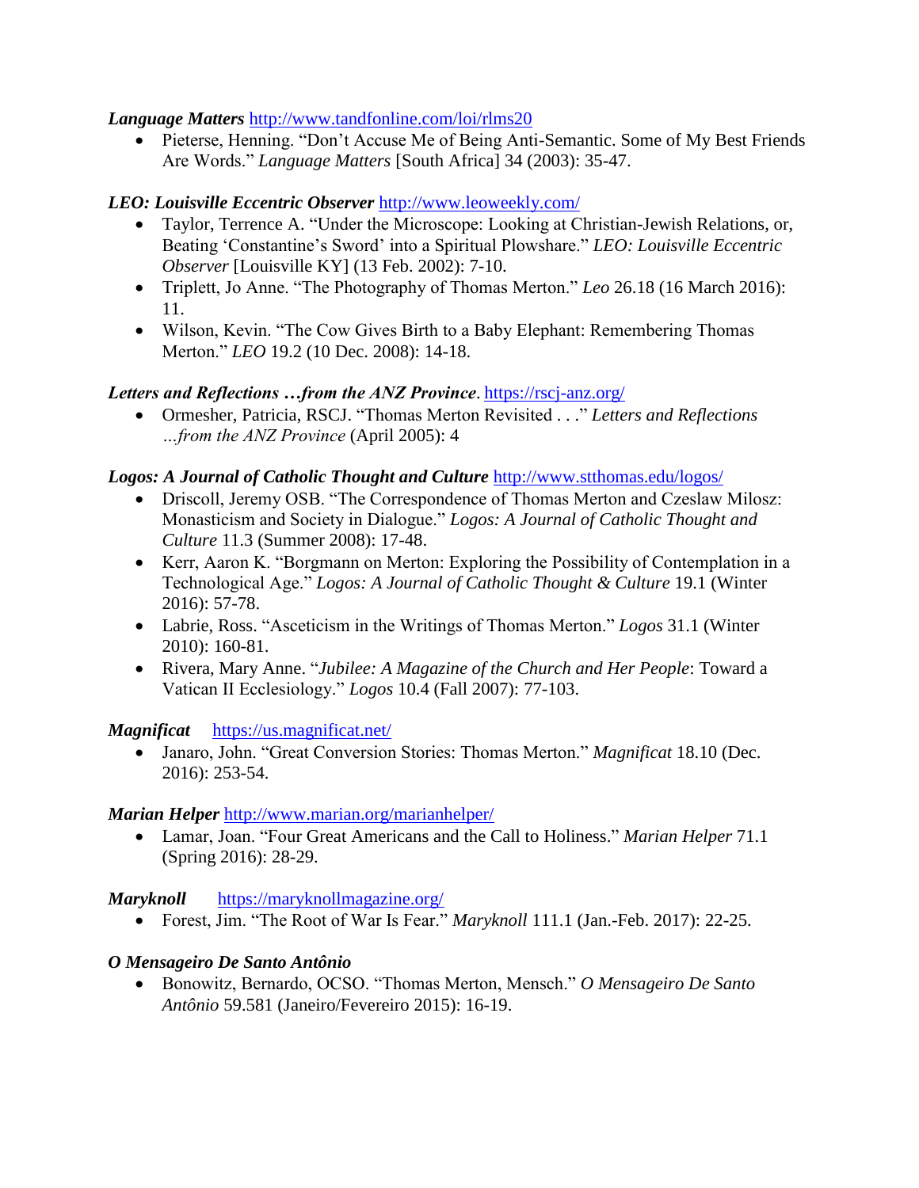***Language Matters*** http://www.tandfonline.com/loi/rlms20

- Pieterse, Henning. "Don't Accuse Me of Being Anti-Semantic. Some of My Best Friends Are Words." *Language Matters* [South Africa] 34 (2003): 35-47.

***LEO: Louisville Eccentric Observer*** http://www.leoweekly.com/

- Taylor, Terrence A. "Under the Microscope: Looking at Christian-Jewish Relations, or, Beating 'Constantine's Sword' into a Spiritual Plowshare." *LEO: Louisville Eccentric Observer* [Louisville KY] (13 Feb. 2002): 7-10.
- Triplett, Jo Anne. "The Photography of Thomas Merton." *Leo* 26.18 (16 March 2016): 11.
- Wilson, Kevin. "The Cow Gives Birth to a Baby Elephant: Remembering Thomas Merton." *LEO* 19.2 (10 Dec. 2008): 14-18.

***Letters and Reflections …from the ANZ Province***. https://rscj-anz.org/

- Ormesher, Patricia, RSCJ. "Thomas Merton Revisited . . ." *Letters and Reflections …from the ANZ Province* (April 2005): 4

***Logos: A Journal of Catholic Thought and Culture*** http://www.stthomas.edu/logos/

- Driscoll, Jeremy OSB. "The Correspondence of Thomas Merton and Czeslaw Milosz: Monasticism and Society in Dialogue." *Logos: A Journal of Catholic Thought and Culture* 11.3 (Summer 2008): 17-48.
- Kerr, Aaron K. "Borgmann on Merton: Exploring the Possibility of Contemplation in a Technological Age." *Logos: A Journal of Catholic Thought & Culture* 19.1 (Winter 2016): 57-78.
- Labrie, Ross. "Asceticism in the Writings of Thomas Merton." *Logos* 31.1 (Winter 2010): 160-81.
- Rivera, Mary Anne. "*Jubilee: A Magazine of the Church and Her People*: Toward a Vatican II Ecclesiology." *Logos* 10.4 (Fall 2007): 77-103.

***Magnificat*** https://us.magnificat.net/

- Janaro, John. "Great Conversion Stories: Thomas Merton." *Magnificat* 18.10 (Dec. 2016): 253-54.

***Marian Helper*** http://www.marian.org/marianhelper/

- Lamar, Joan. "Four Great Americans and the Call to Holiness." *Marian Helper* 71.1 (Spring 2016): 28-29.

***Maryknoll*** https://maryknollmagazine.org/

- Forest, Jim. "The Root of War Is Fear." *Maryknoll* 111.1 (Jan.-Feb. 2017): 22-25.

***O Mensageiro De Santo Antônio***

- Bonowitz, Bernardo, OCSO. "Thomas Merton, Mensch." *O Mensageiro De Santo Antônio* 59.581 (Janeiro/Fevereiro 2015): 16-19.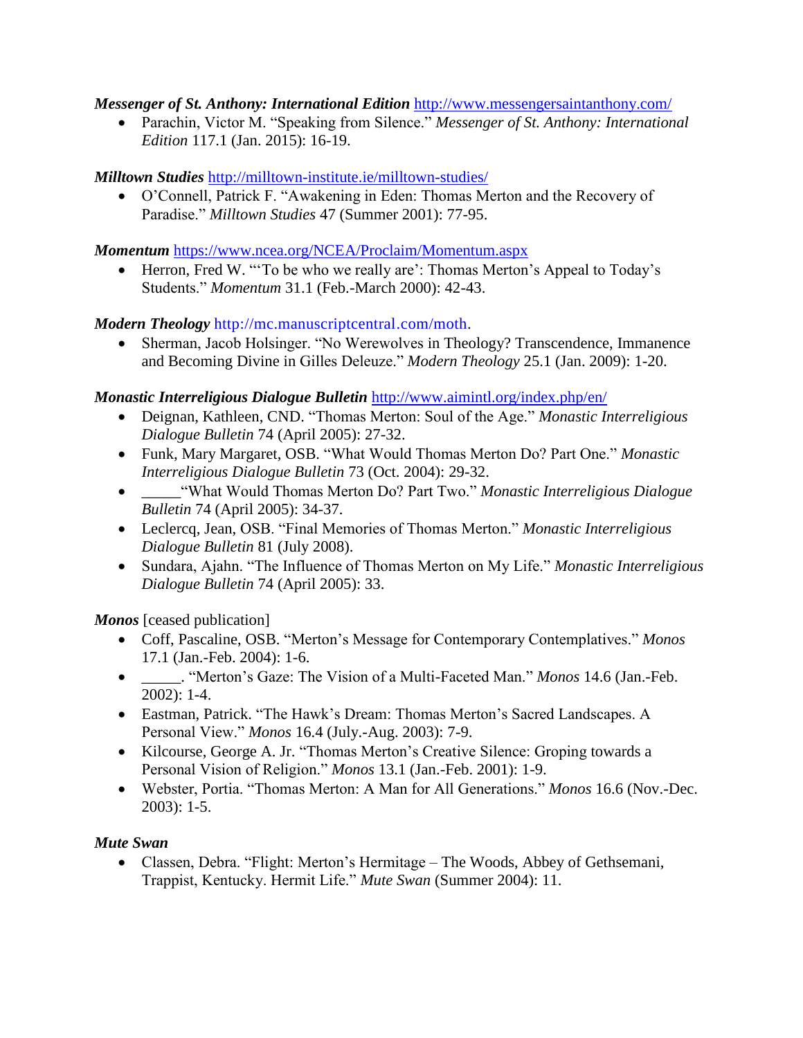***Messenger of St. Anthony: International Edition*** http://www.messengersaintanthony.com/

- Parachin, Victor M. "Speaking from Silence." *Messenger of St. Anthony: International Edition* 117.1 (Jan. 2015): 16-19.

***Milltown Studies*** http://milltown-institute.ie/milltown-studies/

- O'Connell, Patrick F. "Awakening in Eden: Thomas Merton and the Recovery of Paradise." *Milltown Studies* 47 (Summer 2001): 77-95.

***Momentum*** https://www.ncea.org/NCEA/Proclaim/Momentum.aspx

- Herron, Fred W. "'To be who we really are': Thomas Merton's Appeal to Today's Students." *Momentum* 31.1 (Feb.-March 2000): 42-43.

***Modern Theology*** http://mc.manuscriptcentral.com/moth.

- Sherman, Jacob Holsinger. "No Werewolves in Theology? Transcendence, Immanence and Becoming Divine in Gilles Deleuze." *Modern Theology* 25.1 (Jan. 2009): 1-20.

***Monastic Interreligious Dialogue Bulletin*** http://www.aimintl.org/index.php/en/

- Deignan, Kathleen, CND. "Thomas Merton: Soul of the Age." *Monastic Interreligious Dialogue Bulletin* 74 (April 2005): 27-32.
- Funk, Mary Margaret, OSB. "What Would Thomas Merton Do? Part One." *Monastic Interreligious Dialogue Bulletin* 73 (Oct. 2004): 29-32.
- _____"What Would Thomas Merton Do? Part Two." *Monastic Interreligious Dialogue Bulletin* 74 (April 2005): 34-37.
- Leclercq, Jean, OSB. "Final Memories of Thomas Merton." *Monastic Interreligious Dialogue Bulletin* 81 (July 2008).
- Sundara, Ajahn. "The Influence of Thomas Merton on My Life." *Monastic Interreligious Dialogue Bulletin* 74 (April 2005): 33.

***Monos*** [ceased publication]

- Coff, Pascaline, OSB. "Merton's Message for Contemporary Contemplatives." *Monos* 17.1 (Jan.-Feb. 2004): 1-6.
- _____. "Merton's Gaze: The Vision of a Multi-Faceted Man." *Monos* 14.6 (Jan.-Feb. 2002): 1-4.
- Eastman, Patrick. "The Hawk's Dream: Thomas Merton's Sacred Landscapes. A Personal View." *Monos* 16.4 (July.-Aug. 2003): 7-9.
- Kilcourse, George A. Jr. "Thomas Merton's Creative Silence: Groping towards a Personal Vision of Religion." *Monos* 13.1 (Jan.-Feb. 2001): 1-9.
- Webster, Portia. "Thomas Merton: A Man for All Generations." *Monos* 16.6 (Nov.-Dec. 2003): 1-5.

***Mute Swan***

- Classen, Debra. "Flight: Merton's Hermitage – The Woods, Abbey of Gethsemani, Trappist, Kentucky. Hermit Life." *Mute Swan* (Summer 2004): 11.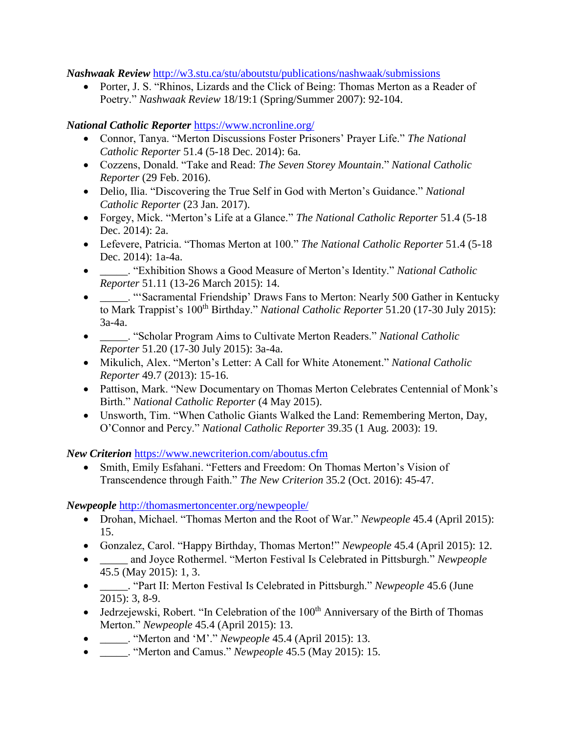***Nashwaak Review*** http://w3.stu.ca/stu/aboutstu/publications/nashwaak/submissions

- Porter, J. S. "Rhinos, Lizards and the Click of Being: Thomas Merton as a Reader of Poetry." *Nashwaak Review* 18/19:1 (Spring/Summer 2007): 92-104.

***National Catholic Reporter*** https://www.ncronline.org/

- Connor, Tanya. "Merton Discussions Foster Prisoners' Prayer Life." *The National Catholic Reporter* 51.4 (5-18 Dec. 2014): 6a.
- Cozzens, Donald. "Take and Read: *The Seven Storey Mountain*." *National Catholic Reporter* (29 Feb. 2016).
- Delio, Ilia. "Discovering the True Self in God with Merton's Guidance." *National Catholic Reporter* (23 Jan. 2017).
- Forgey, Mick. "Merton's Life at a Glance." *The National Catholic Reporter* 51.4 (5-18 Dec. 2014): 2a.
- Lefevere, Patricia. "Thomas Merton at 100." *The National Catholic Reporter* 51.4 (5-18 Dec. 2014): 1a-4a.
- _____. "Exhibition Shows a Good Measure of Merton's Identity." *National Catholic Reporter* 51.11 (13-26 March 2015): 14.
- _____. "'Sacramental Friendship' Draws Fans to Merton: Nearly 500 Gather in Kentucky to Mark Trappist's 100th Birthday." *National Catholic Reporter* 51.20 (17-30 July 2015): 3a-4a.
- _____. "Scholar Program Aims to Cultivate Merton Readers." *National Catholic Reporter* 51.20 (17-30 July 2015): 3a-4a.
- Mikulich, Alex. "Merton's Letter: A Call for White Atonement." *National Catholic Reporter* 49.7 (2013): 15-16.
- Pattison, Mark. "New Documentary on Thomas Merton Celebrates Centennial of Monk's Birth." *National Catholic Reporter* (4 May 2015).
- Unsworth, Tim. "When Catholic Giants Walked the Land: Remembering Merton, Day, O'Connor and Percy." *National Catholic Reporter* 39.35 (1 Aug. 2003): 19.

***New Criterion*** https://www.newcriterion.com/aboutus.cfm

- Smith, Emily Esfahani. "Fetters and Freedom: On Thomas Merton's Vision of Transcendence through Faith." *The New Criterion* 35.2 (Oct. 2016): 45-47.

***Newpeople*** http://thomasmertoncenter.org/newpeople/

- Drohan, Michael. "Thomas Merton and the Root of War." *Newpeople* 45.4 (April 2015): 15.
- Gonzalez, Carol. "Happy Birthday, Thomas Merton!" *Newpeople* 45.4 (April 2015): 12.
- _____ and Joyce Rothermel. "Merton Festival Is Celebrated in Pittsburgh." *Newpeople* 45.5 (May 2015): 1, 3.
- _____. "Part II: Merton Festival Is Celebrated in Pittsburgh." *Newpeople* 45.6 (June 2015): 3, 8-9.
- Jedrzejewski, Robert. "In Celebration of the 100th Anniversary of the Birth of Thomas Merton." *Newpeople* 45.4 (April 2015): 13.
- _____. "Merton and 'M'." *Newpeople* 45.4 (April 2015): 13.
- _____. "Merton and Camus." *Newpeople* 45.5 (May 2015): 15.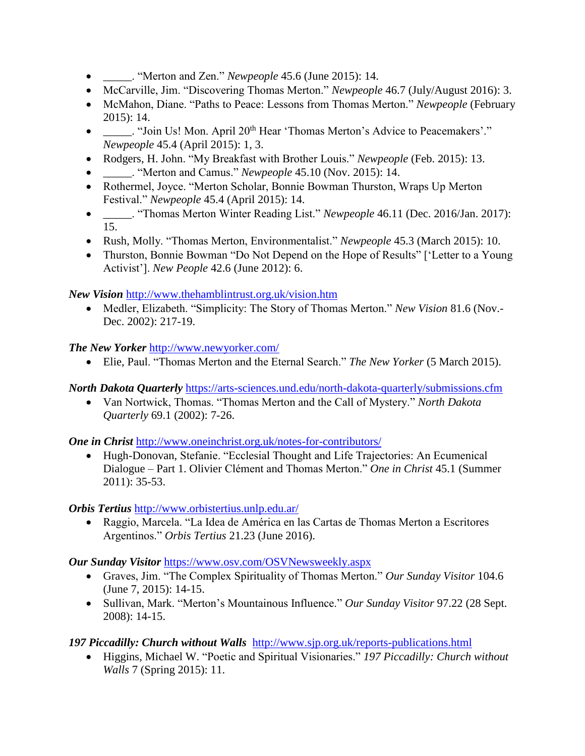- _____. "Merton and Zen." *Newpeople* 45.6 (June 2015): 14.
- McCarville, Jim. "Discovering Thomas Merton." *Newpeople* 46.7 (July/August 2016): 3.
- McMahon, Diane. "Paths to Peace: Lessons from Thomas Merton." *Newpeople* (February 2015): 14.
- _____. "Join Us! Mon. April 20th Hear 'Thomas Merton's Advice to Peacemakers'." *Newpeople* 45.4 (April 2015): 1, 3.
- Rodgers, H. John. "My Breakfast with Brother Louis." *Newpeople* (Feb. 2015): 13.
- _____. "Merton and Camus." *Newpeople* 45.10 (Nov. 2015): 14.
- Rothermel, Joyce. "Merton Scholar, Bonnie Bowman Thurston, Wraps Up Merton Festival." *Newpeople* 45.4 (April 2015): 14.
- _____. "Thomas Merton Winter Reading List." *Newpeople* 46.11 (Dec. 2016/Jan. 2017): 15.
- Rush, Molly. "Thomas Merton, Environmentalist." *Newpeople* 45.3 (March 2015): 10.
- Thurston, Bonnie Bowman "Do Not Depend on the Hope of Results" ['Letter to a Young Activist']. *New People* 42.6 (June 2012): 6.

***New Vision*** http://www.thehamblintrust.org.uk/vision.htm

- Medler, Elizabeth. "Simplicity: The Story of Thomas Merton." *New Vision* 81.6 (Nov.-Dec. 2002): 217-19.

***The New Yorker*** http://www.newyorker.com/

- Elie, Paul. "Thomas Merton and the Eternal Search." *The New Yorker* (5 March 2015).

***North Dakota Quarterly*** https://arts-sciences.und.edu/north-dakota-quarterly/submissions.cfm

- Van Nortwick, Thomas. "Thomas Merton and the Call of Mystery." *North Dakota Quarterly* 69.1 (2002): 7-26.

***One in Christ*** http://www.oneinchrist.org.uk/notes-for-contributors/

- Hugh-Donovan, Stefanie. "Ecclesial Thought and Life Trajectories: An Ecumenical Dialogue – Part 1. Olivier Clément and Thomas Merton." *One in Christ* 45.1 (Summer 2011): 35-53.

***Orbis Tertius*** http://www.orbistertius.unlp.edu.ar/

- Raggio, Marcela. "La Idea de América en las Cartas de Thomas Merton a Escritores Argentinos." *Orbis Tertius* 21.23 (June 2016).

***Our Sunday Visitor*** https://www.osv.com/OSVNewsweekly.aspx

- Graves, Jim. "The Complex Spirituality of Thomas Merton." *Our Sunday Visitor* 104.6 (June 7, 2015): 14-15.
- Sullivan, Mark. "Merton's Mountainous Influence." *Our Sunday Visitor* 97.22 (28 Sept. 2008): 14-15.

***197 Piccadilly: Church without Walls*** http://www.sjp.org.uk/reports-publications.html

- Higgins, Michael W. "Poetic and Spiritual Visionaries." *197 Piccadilly: Church without Walls* 7 (Spring 2015): 11.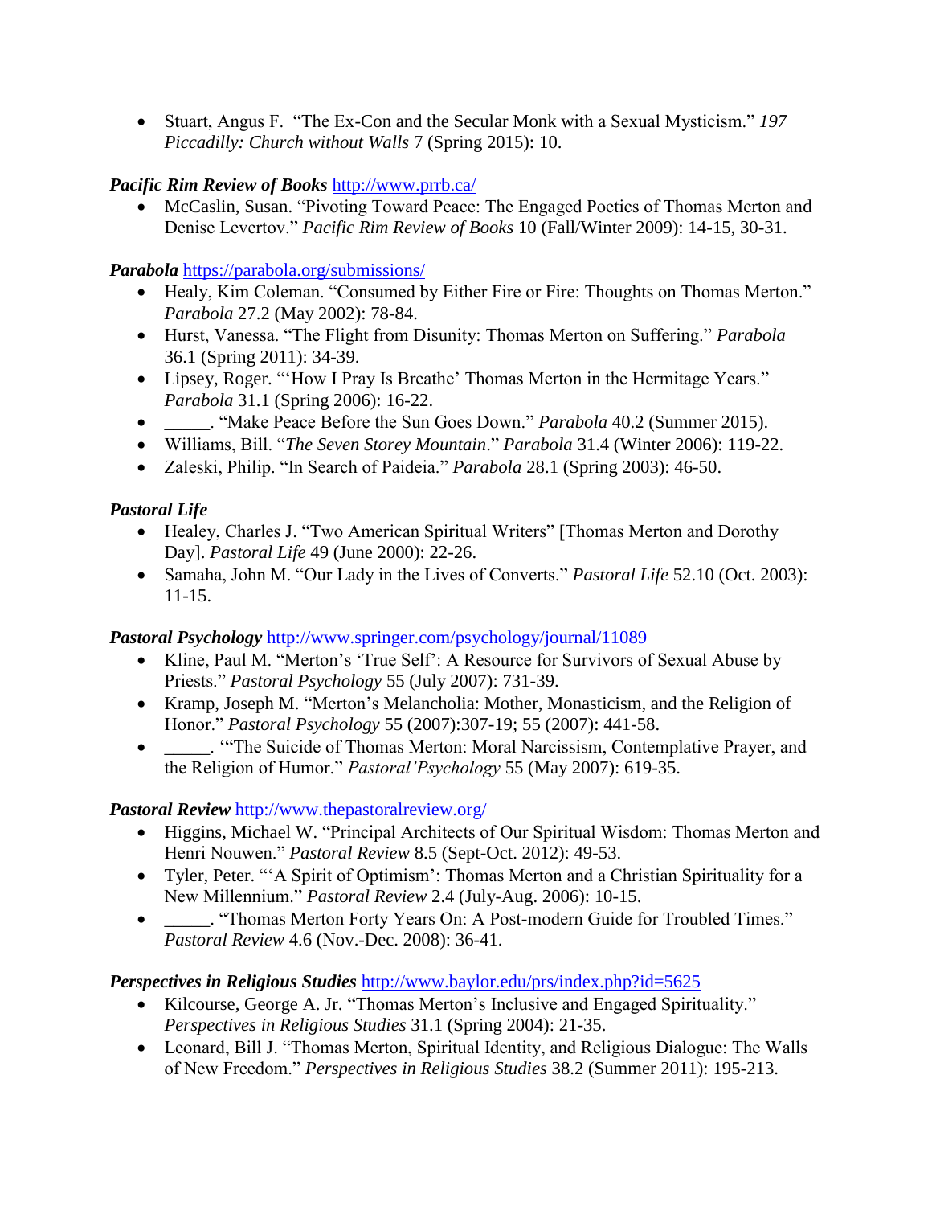- Stuart, Angus F. "The Ex-Con and the Secular Monk with a Sexual Mysticism." *197 Piccadilly: Church without Walls* 7 (Spring 2015): 10.

***Pacific Rim Review of Books*** http://www.prrb.ca/

- McCaslin, Susan. "Pivoting Toward Peace: The Engaged Poetics of Thomas Merton and Denise Levertov." *Pacific Rim Review of Books* 10 (Fall/Winter 2009): 14-15, 30-31.

***Parabola*** https://parabola.org/submissions/

- Healy, Kim Coleman. "Consumed by Either Fire or Fire: Thoughts on Thomas Merton." *Parabola* 27.2 (May 2002): 78-84.
- Hurst, Vanessa. "The Flight from Disunity: Thomas Merton on Suffering." *Parabola* 36.1 (Spring 2011): 34-39.
- Lipsey, Roger. "'How I Pray Is Breathe' Thomas Merton in the Hermitage Years." *Parabola* 31.1 (Spring 2006): 16-22.
- _____. "Make Peace Before the Sun Goes Down." *Parabola* 40.2 (Summer 2015).
- Williams, Bill. "*The Seven Storey Mountain*." *Parabola* 31.4 (Winter 2006): 119-22.
- Zaleski, Philip. "In Search of Paideia." *Parabola* 28.1 (Spring 2003): 46-50.

***Pastoral Life***

- Healey, Charles J. "Two American Spiritual Writers" [Thomas Merton and Dorothy Day]. *Pastoral Life* 49 (June 2000): 22-26.
- Samaha, John M. "Our Lady in the Lives of Converts." *Pastoral Life* 52.10 (Oct. 2003): 11-15.

***Pastoral Psychology*** http://www.springer.com/psychology/journal/11089

- Kline, Paul M. "Merton's 'True Self': A Resource for Survivors of Sexual Abuse by Priests." *Pastoral Psychology* 55 (July 2007): 731-39.
- Kramp, Joseph M. "Merton's Melancholia: Mother, Monasticism, and the Religion of Honor." *Pastoral Psychology* 55 (2007):307-19; 55 (2007): 441-58.
- _____. "'The Suicide of Thomas Merton: Moral Narcissism, Contemplative Prayer, and the Religion of Humor." *Pastoral'Psychology* 55 (May 2007): 619-35.

***Pastoral Review*** http://www.thepastoralreview.org/

- Higgins, Michael W. "Principal Architects of Our Spiritual Wisdom: Thomas Merton and Henri Nouwen." *Pastoral Review* 8.5 (Sept-Oct. 2012): 49-53.
- Tyler, Peter. "'A Spirit of Optimism': Thomas Merton and a Christian Spirituality for a New Millennium." *Pastoral Review* 2.4 (July-Aug. 2006): 10-15.
- _____. "Thomas Merton Forty Years On: A Post-modern Guide for Troubled Times." *Pastoral Review* 4.6 (Nov.-Dec. 2008): 36-41.

***Perspectives in Religious Studies*** http://www.baylor.edu/prs/index.php?id=5625

- Kilcourse, George A. Jr. "Thomas Merton's Inclusive and Engaged Spirituality." *Perspectives in Religious Studies* 31.1 (Spring 2004): 21-35.
- Leonard, Bill J. "Thomas Merton, Spiritual Identity, and Religious Dialogue: The Walls of New Freedom." *Perspectives in Religious Studies* 38.2 (Summer 2011): 195-213.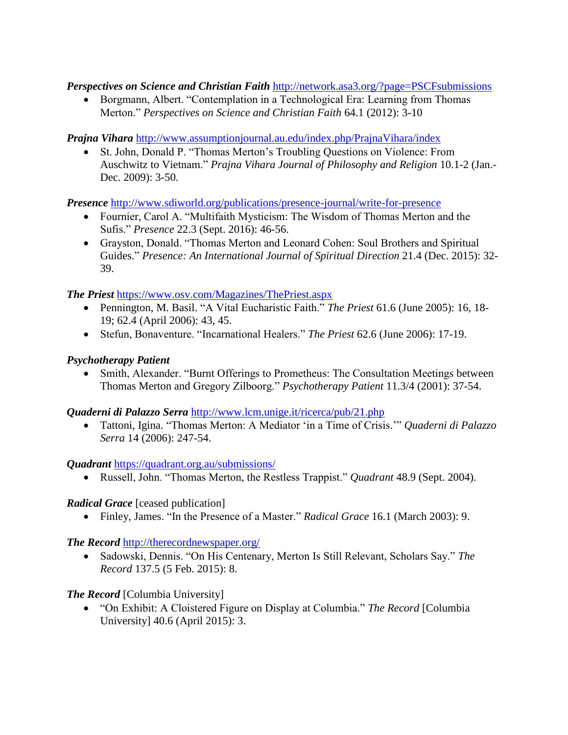***Perspectives on Science and Christian Faith*** http://network.asa3.org/?page=PSCFsubmissions

- Borgmann, Albert. "Contemplation in a Technological Era: Learning from Thomas Merton." *Perspectives on Science and Christian Faith* 64.1 (2012): 3-10

***Prajna Vihara*** http://www.assumptionjournal.au.edu/index.php/PrajnaVihara/index

- St. John, Donald P. "Thomas Merton's Troubling Questions on Violence: From Auschwitz to Vietnam." *Prajna Vihara Journal of Philosophy and Religion* 10.1-2 (Jan.-Dec. 2009): 3-50.

***Presence*** http://www.sdiworld.org/publications/presence-journal/write-for-presence

- Fournier, Carol A. "Multifaith Mysticism: The Wisdom of Thomas Merton and the Sufis." *Presence* 22.3 (Sept. 2016): 46-56.
- Grayston, Donald. "Thomas Merton and Leonard Cohen: Soul Brothers and Spiritual Guides." *Presence: An International Journal of Spiritual Direction* 21.4 (Dec. 2015): 32-39.

***The Priest*** https://www.osv.com/Magazines/ThePriest.aspx

- Pennington, M. Basil. "A Vital Eucharistic Faith." *The Priest* 61.6 (June 2005): 16, 18-19; 62.4 (April 2006): 43, 45.
- Stefun, Bonaventure. "Incarnational Healers." *The Priest* 62.6 (June 2006): 17-19.

***Psychotherapy Patient***

- Smith, Alexander. "Burnt Offerings to Prometheus: The Consultation Meetings between Thomas Merton and Gregory Zilboorg." *Psychotherapy Patient* 11.3/4 (2001): 37-54.

***Quaderni di Palazzo Serra*** http://www.lcm.unige.it/ricerca/pub/21.php

- Tattoni, Igina. "Thomas Merton: A Mediator 'in a Time of Crisis.'" *Quaderni di Palazzo Serra* 14 (2006): 247-54.

***Quadrant*** https://quadrant.org.au/submissions/

- Russell, John. "Thomas Merton, the Restless Trappist." *Quadrant* 48.9 (Sept. 2004).

***Radical Grace*** [ceased publication]

- Finley, James. "In the Presence of a Master." *Radical Grace* 16.1 (March 2003): 9.

***The Record*** http://therecordnewspaper.org/

- Sadowski, Dennis. "On His Centenary, Merton Is Still Relevant, Scholars Say." *The Record* 137.5 (5 Feb. 2015): 8.

***The Record*** [Columbia University]

- "On Exhibit: A Cloistered Figure on Display at Columbia." *The Record* [Columbia University] 40.6 (April 2015): 3.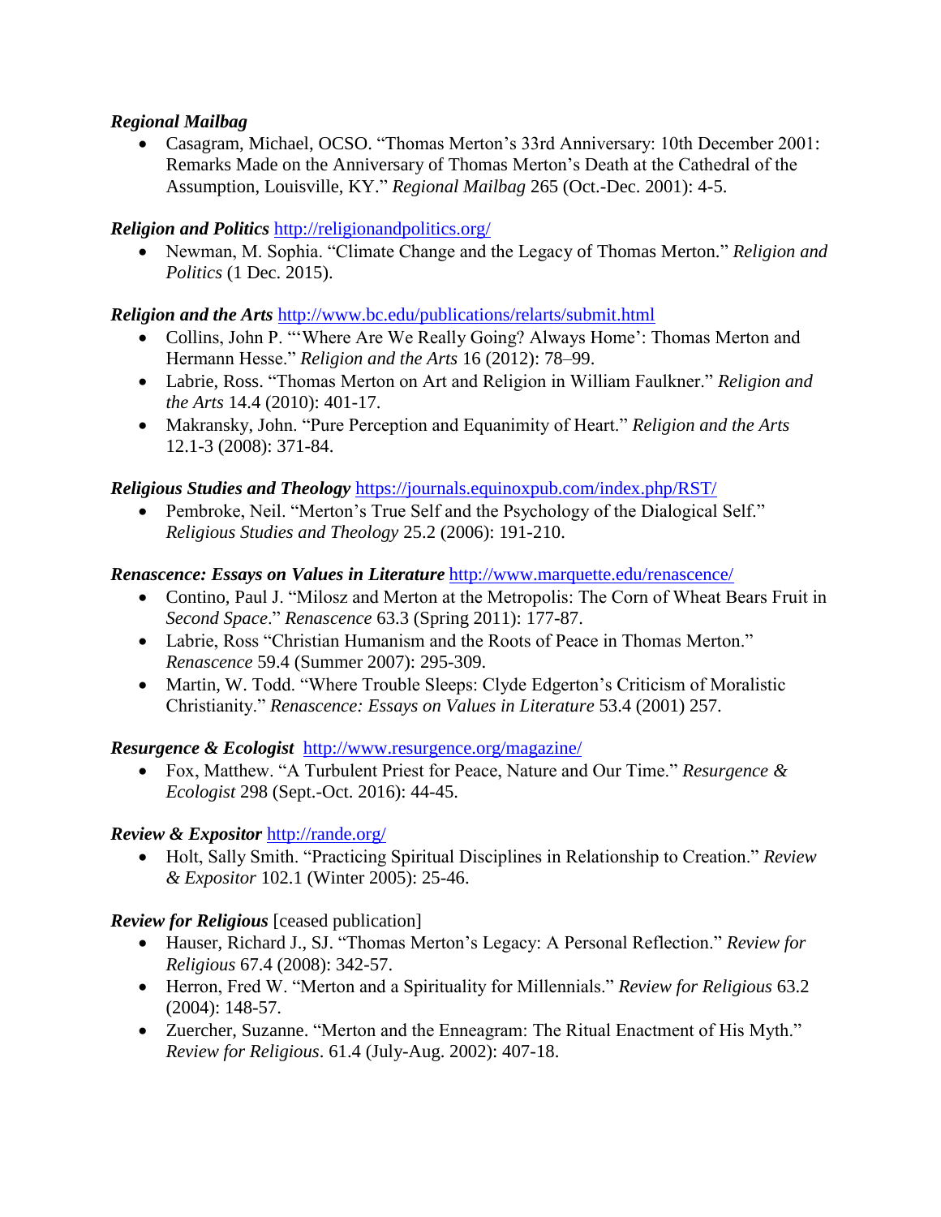***Regional Mailbag***

- Casagram, Michael, OCSO. "Thomas Merton's 33rd Anniversary: 10th December 2001: Remarks Made on the Anniversary of Thomas Merton's Death at the Cathedral of the Assumption, Louisville, KY." *Regional Mailbag* 265 (Oct.-Dec. 2001): 4-5.

***Religion and Politics*** http://religionandpolitics.org/

- Newman, M. Sophia. "Climate Change and the Legacy of Thomas Merton." *Religion and Politics* (1 Dec. 2015).

***Religion and the Arts*** http://www.bc.edu/publications/relarts/submit.html

- Collins, John P. "'Where Are We Really Going? Always Home': Thomas Merton and Hermann Hesse." *Religion and the Arts* 16 (2012): 78–99.
- Labrie, Ross. "Thomas Merton on Art and Religion in William Faulkner." *Religion and the Arts* 14.4 (2010): 401-17.
- Makransky, John. "Pure Perception and Equanimity of Heart." *Religion and the Arts* 12.1-3 (2008): 371-84.

***Religious Studies and Theology*** https://journals.equinoxpub.com/index.php/RST/

- Pembroke, Neil. "Merton's True Self and the Psychology of the Dialogical Self." *Religious Studies and Theology* 25.2 (2006): 191-210.

***Renascence: Essays on Values in Literature*** http://www.marquette.edu/renascence/

- Contino, Paul J. "Milosz and Merton at the Metropolis: The Corn of Wheat Bears Fruit in *Second Space*." *Renascence* 63.3 (Spring 2011): 177-87.
- Labrie, Ross "Christian Humanism and the Roots of Peace in Thomas Merton." *Renascence* 59.4 (Summer 2007): 295-309.
- Martin, W. Todd. "Where Trouble Sleeps: Clyde Edgerton's Criticism of Moralistic Christianity." *Renascence: Essays on Values in Literature* 53.4 (2001) 257.

***Resurgence & Ecologist*** http://www.resurgence.org/magazine/

- Fox, Matthew. "A Turbulent Priest for Peace, Nature and Our Time." *Resurgence & Ecologist* 298 (Sept.-Oct. 2016): 44-45.

***Review & Expositor*** http://rande.org/

- Holt, Sally Smith. "Practicing Spiritual Disciplines in Relationship to Creation." *Review & Expositor* 102.1 (Winter 2005): 25-46.

***Review for Religious*** [ceased publication]

- Hauser, Richard J., SJ. "Thomas Merton's Legacy: A Personal Reflection." *Review for Religious* 67.4 (2008): 342-57.
- Herron, Fred W. "Merton and a Spirituality for Millennials." *Review for Religious* 63.2 (2004): 148-57.
- Zuercher, Suzanne. "Merton and the Enneagram: The Ritual Enactment of His Myth." *Review for Religious*. 61.4 (July-Aug. 2002): 407-18.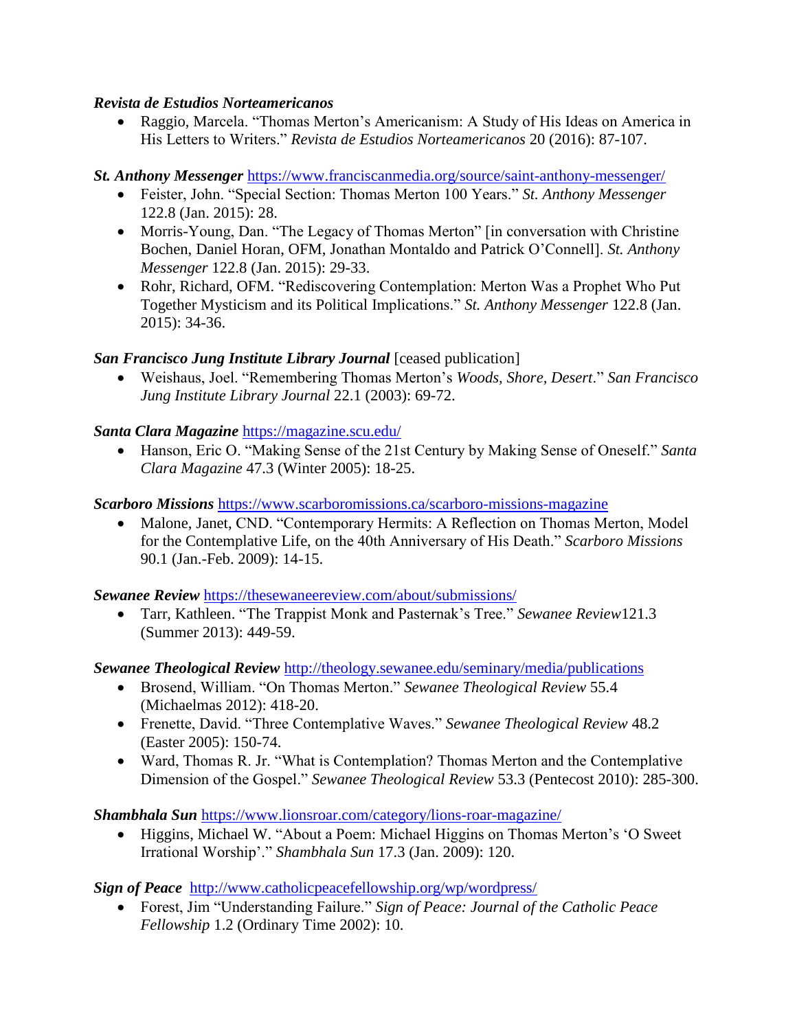***Revista de Estudios Norteamericanos***

- Raggio, Marcela. "Thomas Merton's Americanism: A Study of His Ideas on America in His Letters to Writers." *Revista de Estudios Norteamericanos* 20 (2016): 87-107.

***St. Anthony Messenger*** https://www.franciscanmedia.org/source/saint-anthony-messenger/

- Feister, John. "Special Section: Thomas Merton 100 Years." *St. Anthony Messenger* 122.8 (Jan. 2015): 28.
- Morris-Young, Dan. "The Legacy of Thomas Merton" [in conversation with Christine Bochen, Daniel Horan, OFM, Jonathan Montaldo and Patrick O'Connell]. *St. Anthony Messenger* 122.8 (Jan. 2015): 29-33.
- Rohr, Richard, OFM. "Rediscovering Contemplation: Merton Was a Prophet Who Put Together Mysticism and its Political Implications." *St. Anthony Messenger* 122.8 (Jan. 2015): 34-36.

***San Francisco Jung Institute Library Journal*** [ceased publication]

- Weishaus, Joel. "Remembering Thomas Merton's *Woods, Shore, Desert*." *San Francisco Jung Institute Library Journal* 22.1 (2003): 69-72.

***Santa Clara Magazine*** https://magazine.scu.edu/

- Hanson, Eric O. "Making Sense of the 21st Century by Making Sense of Oneself." *Santa Clara Magazine* 47.3 (Winter 2005): 18-25.

***Scarboro Missions*** https://www.scarboromissions.ca/scarboro-missions-magazine

- Malone, Janet, CND. "Contemporary Hermits: A Reflection on Thomas Merton, Model for the Contemplative Life, on the 40th Anniversary of His Death." *Scarboro Missions* 90.1 (Jan.-Feb. 2009): 14-15.

***Sewanee Review*** https://thesewaneereview.com/about/submissions/

- Tarr, Kathleen. "The Trappist Monk and Pasternak's Tree." *Sewanee Review*121.3 (Summer 2013): 449-59.

***Sewanee Theological Review*** http://theology.sewanee.edu/seminary/media/publications

- Brosend, William. "On Thomas Merton." *Sewanee Theological Review* 55.4 (Michaelmas 2012): 418-20.
- Frenette, David. "Three Contemplative Waves." *Sewanee Theological Review* 48.2 (Easter 2005): 150-74.
- Ward, Thomas R. Jr. "What is Contemplation? Thomas Merton and the Contemplative Dimension of the Gospel." *Sewanee Theological Review* 53.3 (Pentecost 2010): 285-300.

***Shambhala Sun*** https://www.lionsroar.com/category/lions-roar-magazine/

- Higgins, Michael W. "About a Poem: Michael Higgins on Thomas Merton's 'O Sweet Irrational Worship'." *Shambhala Sun* 17.3 (Jan. 2009): 120.

***Sign of Peace*** http://www.catholicpeacefellowship.org/wp/wordpress/

- Forest, Jim "Understanding Failure." *Sign of Peace: Journal of the Catholic Peace Fellowship* 1.2 (Ordinary Time 2002): 10.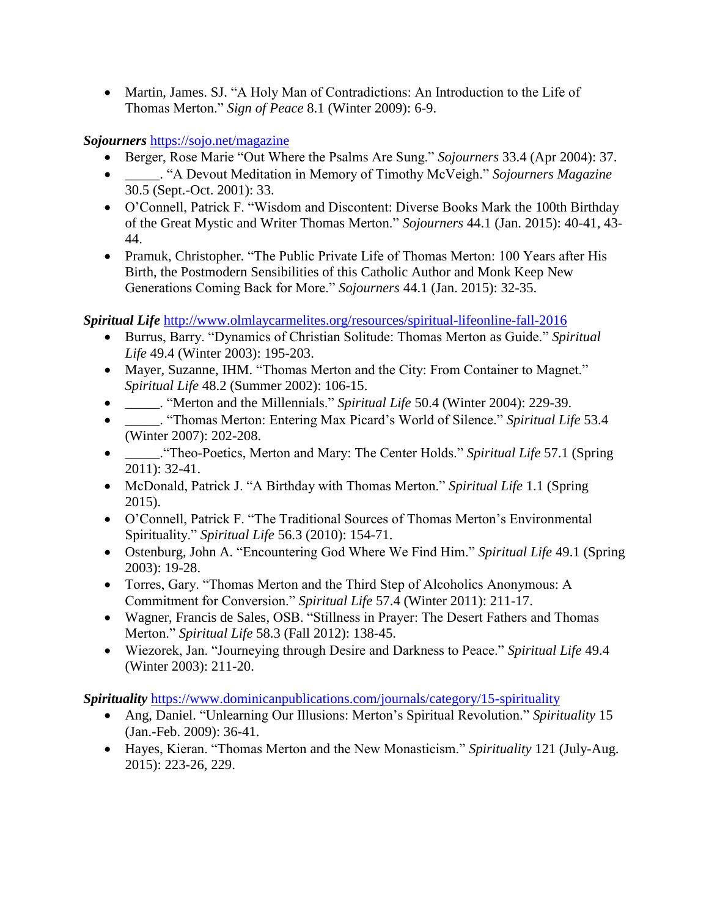- Martin, James. SJ. "A Holy Man of Contradictions: An Introduction to the Life of Thomas Merton." *Sign of Peace* 8.1 (Winter 2009): 6-9.

***Sojourners*** https://sojo.net/magazine

- Berger, Rose Marie "Out Where the Psalms Are Sung." *Sojourners* 33.4 (Apr 2004): 37.
- _____. "A Devout Meditation in Memory of Timothy McVeigh." *Sojourners Magazine* 30.5 (Sept.-Oct. 2001): 33.
- O'Connell, Patrick F. "Wisdom and Discontent: Diverse Books Mark the 100th Birthday of the Great Mystic and Writer Thomas Merton." *Sojourners* 44.1 (Jan. 2015): 40-41, 43-44.
- Pramuk, Christopher. "The Public Private Life of Thomas Merton: 100 Years after His Birth, the Postmodern Sensibilities of this Catholic Author and Monk Keep New Generations Coming Back for More." *Sojourners* 44.1 (Jan. 2015): 32-35.

***Spiritual Life*** http://www.olmlaycarmelites.org/resources/spiritual-lifeonline-fall-2016

- Burrus, Barry. "Dynamics of Christian Solitude: Thomas Merton as Guide." *Spiritual Life* 49.4 (Winter 2003): 195-203.
- Mayer, Suzanne, IHM. "Thomas Merton and the City: From Container to Magnet." *Spiritual Life* 48.2 (Summer 2002): 106-15.
- _____. "Merton and the Millennials." *Spiritual Life* 50.4 (Winter 2004): 229-39.
- _____. "Thomas Merton: Entering Max Picard's World of Silence." *Spiritual Life* 53.4 (Winter 2007): 202-208.
- _____."Theo-Poetics, Merton and Mary: The Center Holds." *Spiritual Life* 57.1 (Spring 2011): 32-41.
- McDonald, Patrick J. "A Birthday with Thomas Merton." *Spiritual Life* 1.1 (Spring 2015).
- O'Connell, Patrick F. "The Traditional Sources of Thomas Merton's Environmental Spirituality." *Spiritual Life* 56.3 (2010): 154-71.
- Ostenburg, John A. "Encountering God Where We Find Him." *Spiritual Life* 49.1 (Spring 2003): 19-28.
- Torres, Gary. "Thomas Merton and the Third Step of Alcoholics Anonymous: A Commitment for Conversion." *Spiritual Life* 57.4 (Winter 2011): 211-17.
- Wagner, Francis de Sales, OSB. "Stillness in Prayer: The Desert Fathers and Thomas Merton." *Spiritual Life* 58.3 (Fall 2012): 138-45.
- Wiezorek, Jan. "Journeying through Desire and Darkness to Peace." *Spiritual Life* 49.4 (Winter 2003): 211-20.

***Spirituality*** https://www.dominicanpublications.com/journals/category/15-spirituality

- Ang, Daniel. "Unlearning Our Illusions: Merton's Spiritual Revolution." *Spirituality* 15 (Jan.-Feb. 2009): 36-41.
- Hayes, Kieran. "Thomas Merton and the New Monasticism." *Spirituality* 121 (July-Aug. 2015): 223-26, 229.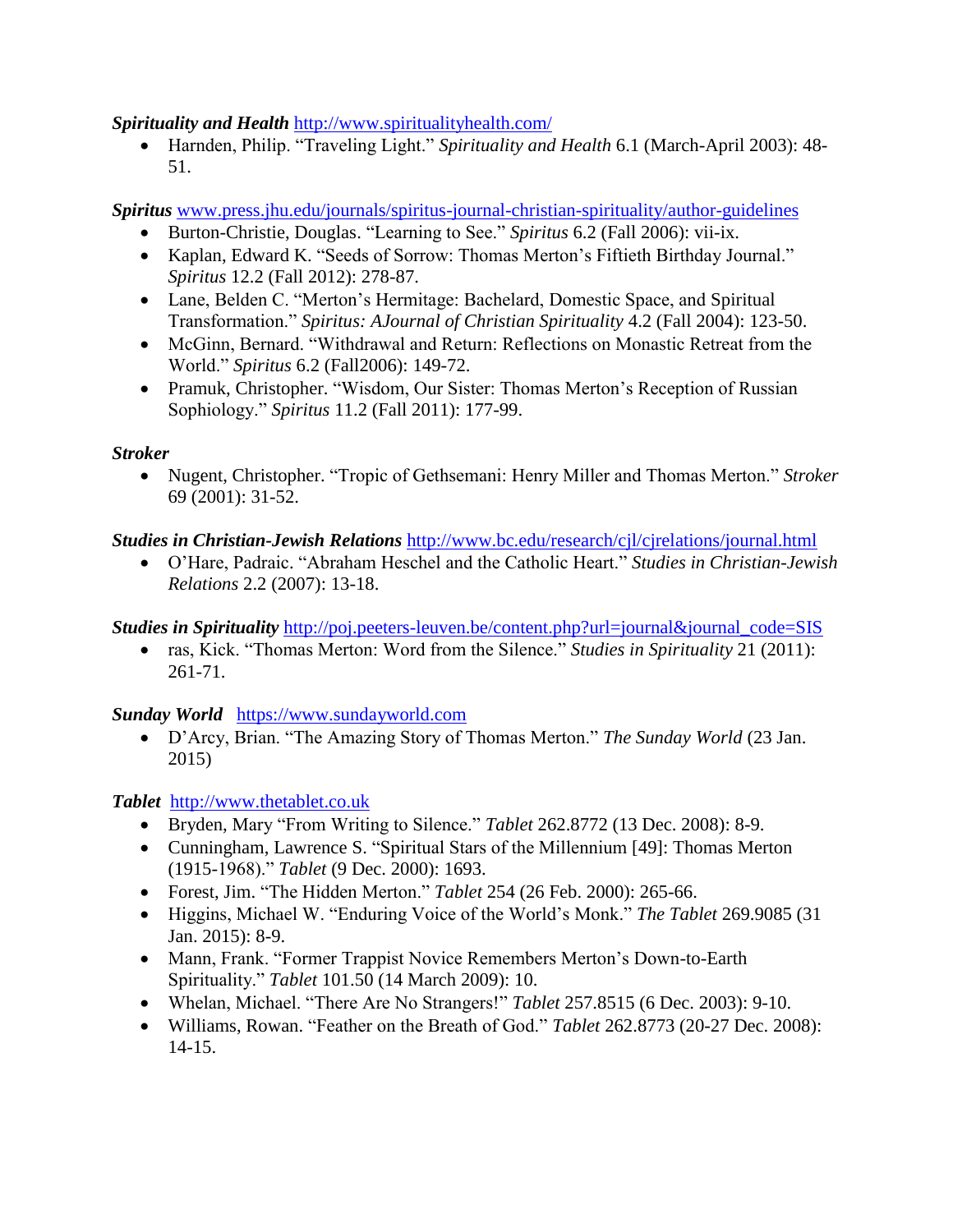***Spirituality and Health*** http://www.spiritualityhealth.com/

- Harnden, Philip. "Traveling Light." *Spirituality and Health* 6.1 (March-April 2003): 48-51.

***Spiritus*** www.press.jhu.edu/journals/spiritus-journal-christian-spirituality/author-guidelines

- Burton-Christie, Douglas. "Learning to See." *Spiritus* 6.2 (Fall 2006): vii-ix.
- Kaplan, Edward K. "Seeds of Sorrow: Thomas Merton's Fiftieth Birthday Journal." *Spiritus* 12.2 (Fall 2012): 278-87.
- Lane, Belden C. "Merton's Hermitage: Bachelard, Domestic Space, and Spiritual Transformation." *Spiritus: AJournal of Christian Spirituality* 4.2 (Fall 2004): 123-50.
- McGinn, Bernard. "Withdrawal and Return: Reflections on Monastic Retreat from the World." *Spiritus* 6.2 (Fall2006): 149-72.
- Pramuk, Christopher. "Wisdom, Our Sister: Thomas Merton's Reception of Russian Sophiology." *Spiritus* 11.2 (Fall 2011): 177-99.

***Stroker***

- Nugent, Christopher. "Tropic of Gethsemani: Henry Miller and Thomas Merton." *Stroker* 69 (2001): 31-52.

***Studies in Christian-Jewish Relations*** http://www.bc.edu/research/cjl/cjrelations/journal.html

- O'Hare, Padraic. "Abraham Heschel and the Catholic Heart." *Studies in Christian-Jewish Relations* 2.2 (2007): 13-18.

***Studies in Spirituality*** http://poj.peeters-leuven.be/content.php?url=journal&journal_code=SIS

- ras, Kick. "Thomas Merton: Word from the Silence." *Studies in Spirituality* 21 (2011): 261-71.

***Sunday World*** https://www.sundayworld.com

- D'Arcy, Brian. "The Amazing Story of Thomas Merton." *The Sunday World* (23 Jan. 2015)

***Tablet*** http://www.thetablet.co.uk

- Bryden, Mary "From Writing to Silence." *Tablet* 262.8772 (13 Dec. 2008): 8-9.
- Cunningham, Lawrence S. "Spiritual Stars of the Millennium [49]: Thomas Merton (1915-1968)." *Tablet* (9 Dec. 2000): 1693.
- Forest, Jim. "The Hidden Merton." *Tablet* 254 (26 Feb. 2000): 265-66.
- Higgins, Michael W. "Enduring Voice of the World's Monk." *The Tablet* 269.9085 (31 Jan. 2015): 8-9.
- Mann, Frank. "Former Trappist Novice Remembers Merton's Down-to-Earth Spirituality." *Tablet* 101.50 (14 March 2009): 10.
- Whelan, Michael. "There Are No Strangers!" *Tablet* 257.8515 (6 Dec. 2003): 9-10.
- Williams, Rowan. "Feather on the Breath of God." *Tablet* 262.8773 (20-27 Dec. 2008): 14-15.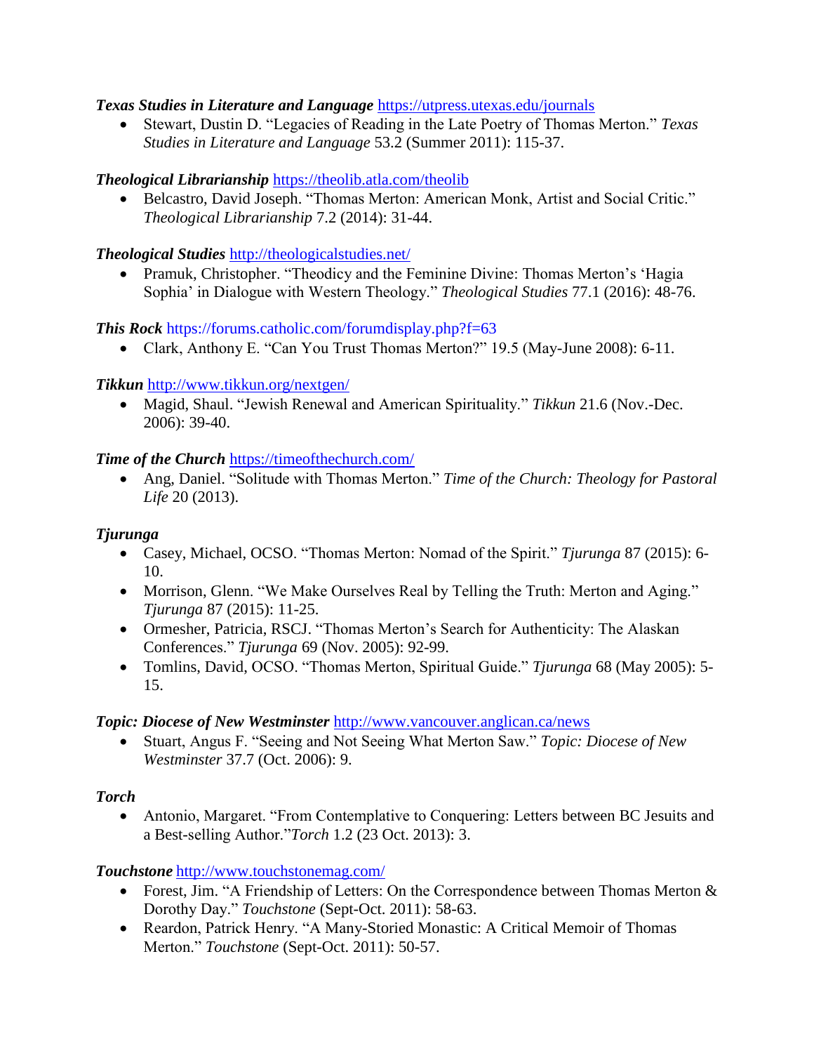***Texas Studies in Literature and Language*** https://utpress.utexas.edu/journals

- Stewart, Dustin D. "Legacies of Reading in the Late Poetry of Thomas Merton." *Texas Studies in Literature and Language* 53.2 (Summer 2011): 115-37.

***Theological Librarianship*** https://theolib.atla.com/theolib

- Belcastro, David Joseph. "Thomas Merton: American Monk, Artist and Social Critic." *Theological Librarianship* 7.2 (2014): 31-44.

***Theological Studies*** http://theologicalstudies.net/

- Pramuk, Christopher. "Theodicy and the Feminine Divine: Thomas Merton's 'Hagia Sophia' in Dialogue with Western Theology." *Theological Studies* 77.1 (2016): 48-76.

***This Rock*** https://forums.catholic.com/forumdisplay.php?f=63

- Clark, Anthony E. "Can You Trust Thomas Merton?" 19.5 (May-June 2008): 6-11.

***Tikkun*** http://www.tikkun.org/nextgen/

- Magid, Shaul. "Jewish Renewal and American Spirituality." *Tikkun* 21.6 (Nov.-Dec. 2006): 39-40.

***Time of the Church*** https://timeofthechurch.com/

- Ang, Daniel. "Solitude with Thomas Merton." *Time of the Church: Theology for Pastoral Life* 20 (2013).

***Tjurunga***

- Casey, Michael, OCSO. "Thomas Merton: Nomad of the Spirit." *Tjurunga* 87 (2015): 6-10.
- Morrison, Glenn. "We Make Ourselves Real by Telling the Truth: Merton and Aging." *Tjurunga* 87 (2015): 11-25.
- Ormesher, Patricia, RSCJ. "Thomas Merton's Search for Authenticity: The Alaskan Conferences." *Tjurunga* 69 (Nov. 2005): 92-99.
- Tomlins, David, OCSO. "Thomas Merton, Spiritual Guide." *Tjurunga* 68 (May 2005): 5-15.

***Topic: Diocese of New Westminster*** http://www.vancouver.anglican.ca/news

- Stuart, Angus F. "Seeing and Not Seeing What Merton Saw." *Topic: Diocese of New Westminster* 37.7 (Oct. 2006): 9.

***Torch***

- Antonio, Margaret. "From Contemplative to Conquering: Letters between BC Jesuits and a Best-selling Author."*Torch* 1.2 (23 Oct. 2013): 3.

***Touchstone*** http://www.touchstonemag.com/

- Forest, Jim. "A Friendship of Letters: On the Correspondence between Thomas Merton & Dorothy Day." *Touchstone* (Sept-Oct. 2011): 58-63.
- Reardon, Patrick Henry. "A Many-Storied Monastic: A Critical Memoir of Thomas Merton." *Touchstone* (Sept-Oct. 2011): 50-57.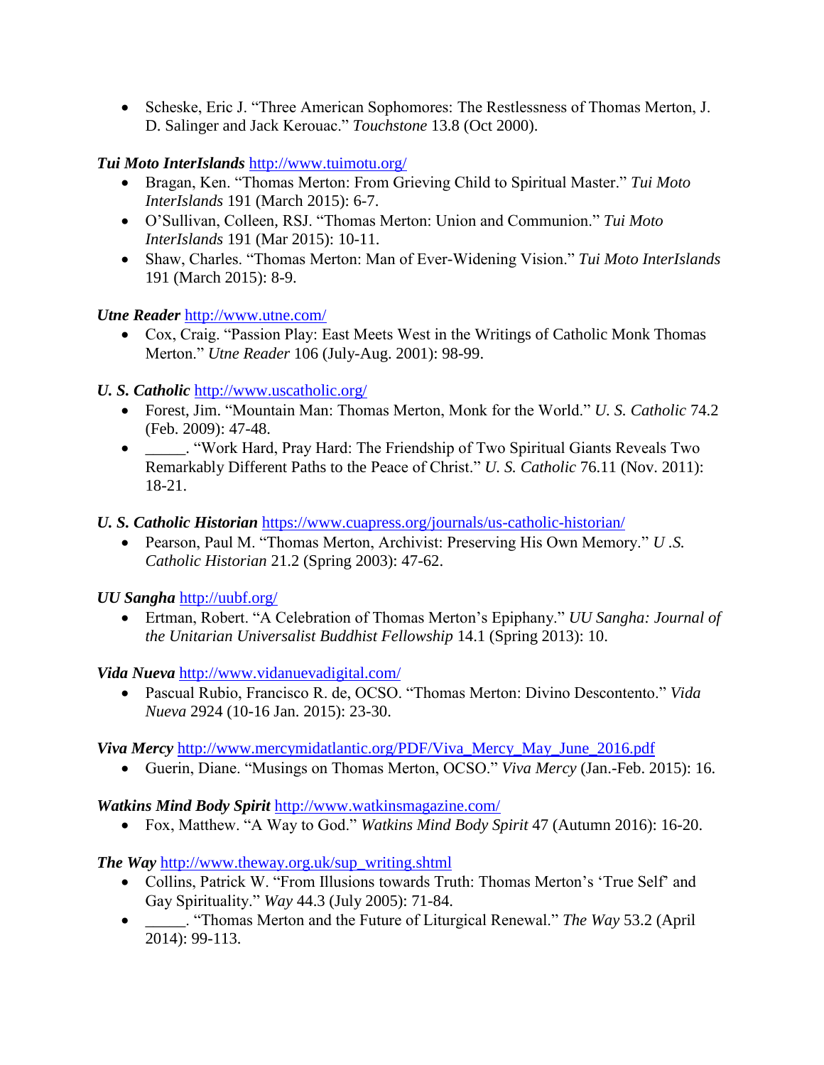- Scheske, Eric J. "Three American Sophomores: The Restlessness of Thomas Merton, J. D. Salinger and Jack Kerouac." *Touchstone* 13.8 (Oct 2000).

***Tui Moto InterIslands*** http://www.tuimotu.org/

- Bragan, Ken. "Thomas Merton: From Grieving Child to Spiritual Master." *Tui Moto InterIslands* 191 (March 2015): 6-7.
- O'Sullivan, Colleen, RSJ. "Thomas Merton: Union and Communion." *Tui Moto InterIslands* 191 (Mar 2015): 10-11.
- Shaw, Charles. "Thomas Merton: Man of Ever-Widening Vision." *Tui Moto InterIslands* 191 (March 2015): 8-9.

***Utne Reader*** http://www.utne.com/

- Cox, Craig. "Passion Play: East Meets West in the Writings of Catholic Monk Thomas Merton." *Utne Reader* 106 (July-Aug. 2001): 98-99.

***U. S. Catholic*** http://www.uscatholic.org/

- Forest, Jim. "Mountain Man: Thomas Merton, Monk for the World." *U. S. Catholic* 74.2 (Feb. 2009): 47-48.
- _____. "Work Hard, Pray Hard: The Friendship of Two Spiritual Giants Reveals Two Remarkably Different Paths to the Peace of Christ." *U. S. Catholic* 76.11 (Nov. 2011): 18-21.

***U. S. Catholic Historian*** https://www.cuapress.org/journals/us-catholic-historian/

- Pearson, Paul M. "Thomas Merton, Archivist: Preserving His Own Memory." *U .S. Catholic Historian* 21.2 (Spring 2003): 47-62.

***UU Sangha*** http://uubf.org/

- Ertman, Robert. "A Celebration of Thomas Merton's Epiphany." *UU Sangha: Journal of the Unitarian Universalist Buddhist Fellowship* 14.1 (Spring 2013): 10.

***Vida Nueva*** http://www.vidanuevadigital.com/

- Pascual Rubio, Francisco R. de, OCSO. "Thomas Merton: Divino Descontento." *Vida Nueva* 2924 (10-16 Jan. 2015): 23-30.

***Viva Mercy*** http://www.mercymidatlantic.org/PDF/Viva_Mercy_May_June_2016.pdf

- Guerin, Diane. "Musings on Thomas Merton, OCSO." *Viva Mercy* (Jan.-Feb. 2015): 16.

***Watkins Mind Body Spirit*** http://www.watkinsmagazine.com/

- Fox, Matthew. "A Way to God." *Watkins Mind Body Spirit* 47 (Autumn 2016): 16-20.

***The Way*** http://www.theway.org.uk/sup_writing.shtml

- Collins, Patrick W. "From Illusions towards Truth: Thomas Merton's 'True Self' and Gay Spirituality." *Way* 44.3 (July 2005): 71-84.
- _____. "Thomas Merton and the Future of Liturgical Renewal." *The Way* 53.2 (April 2014): 99-113.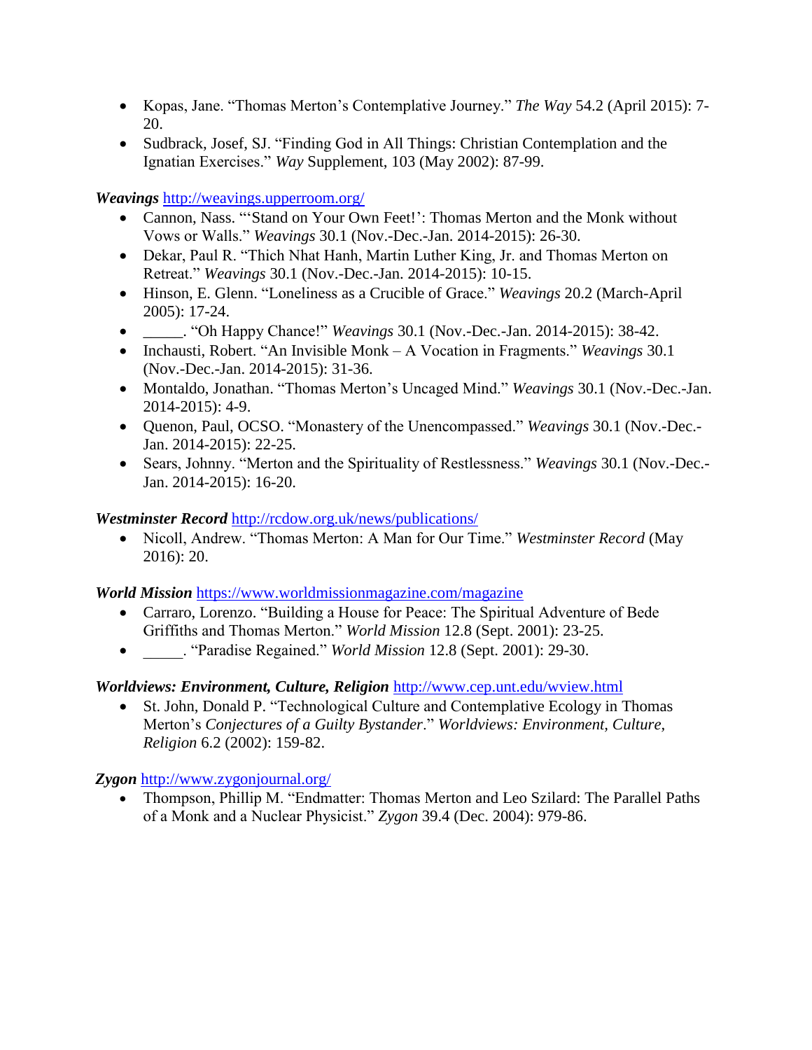- Kopas, Jane. "Thomas Merton's Contemplative Journey." *The Way* 54.2 (April 2015): 7-20.
- Sudbrack, Josef, SJ. "Finding God in All Things: Christian Contemplation and the Ignatian Exercises." *Way* Supplement, 103 (May 2002): 87-99.

***Weavings*** http://weavings.upperroom.org/

- Cannon, Nass. "'Stand on Your Own Feet!': Thomas Merton and the Monk without Vows or Walls." *Weavings* 30.1 (Nov.-Dec.-Jan. 2014-2015): 26-30.
- Dekar, Paul R. "Thich Nhat Hanh, Martin Luther King, Jr. and Thomas Merton on Retreat." *Weavings* 30.1 (Nov.-Dec.-Jan. 2014-2015): 10-15.
- Hinson, E. Glenn. "Loneliness as a Crucible of Grace." *Weavings* 20.2 (March-April 2005): 17-24.
- _____. "Oh Happy Chance!" *Weavings* 30.1 (Nov.-Dec.-Jan. 2014-2015): 38-42.
- Inchausti, Robert. "An Invisible Monk – A Vocation in Fragments." *Weavings* 30.1 (Nov.-Dec.-Jan. 2014-2015): 31-36.
- Montaldo, Jonathan. "Thomas Merton's Uncaged Mind." *Weavings* 30.1 (Nov.-Dec.-Jan. 2014-2015): 4-9.
- Quenon, Paul, OCSO. "Monastery of the Unencompassed." *Weavings* 30.1 (Nov.-Dec.-Jan. 2014-2015): 22-25.
- Sears, Johnny. "Merton and the Spirituality of Restlessness." *Weavings* 30.1 (Nov.-Dec.-Jan. 2014-2015): 16-20.

***Westminster Record*** http://rcdow.org.uk/news/publications/

- Nicoll, Andrew. "Thomas Merton: A Man for Our Time." *Westminster Record* (May 2016): 20.

***World Mission*** https://www.worldmissionmagazine.com/magazine

- Carraro, Lorenzo. "Building a House for Peace: The Spiritual Adventure of Bede Griffiths and Thomas Merton." *World Mission* 12.8 (Sept. 2001): 23-25.
- _____. "Paradise Regained." *World Mission* 12.8 (Sept. 2001): 29-30.

***Worldviews: Environment, Culture, Religion*** http://www.cep.unt.edu/wview.html

- St. John, Donald P. "Technological Culture and Contemplative Ecology in Thomas Merton's *Conjectures of a Guilty Bystander*." *Worldviews: Environment, Culture, Religion* 6.2 (2002): 159-82.

***Zygon*** http://www.zygonjournal.org/

- Thompson, Phillip M. "Endmatter: Thomas Merton and Leo Szilard: The Parallel Paths of a Monk and a Nuclear Physicist." *Zygon* 39.4 (Dec. 2004): 979-86.